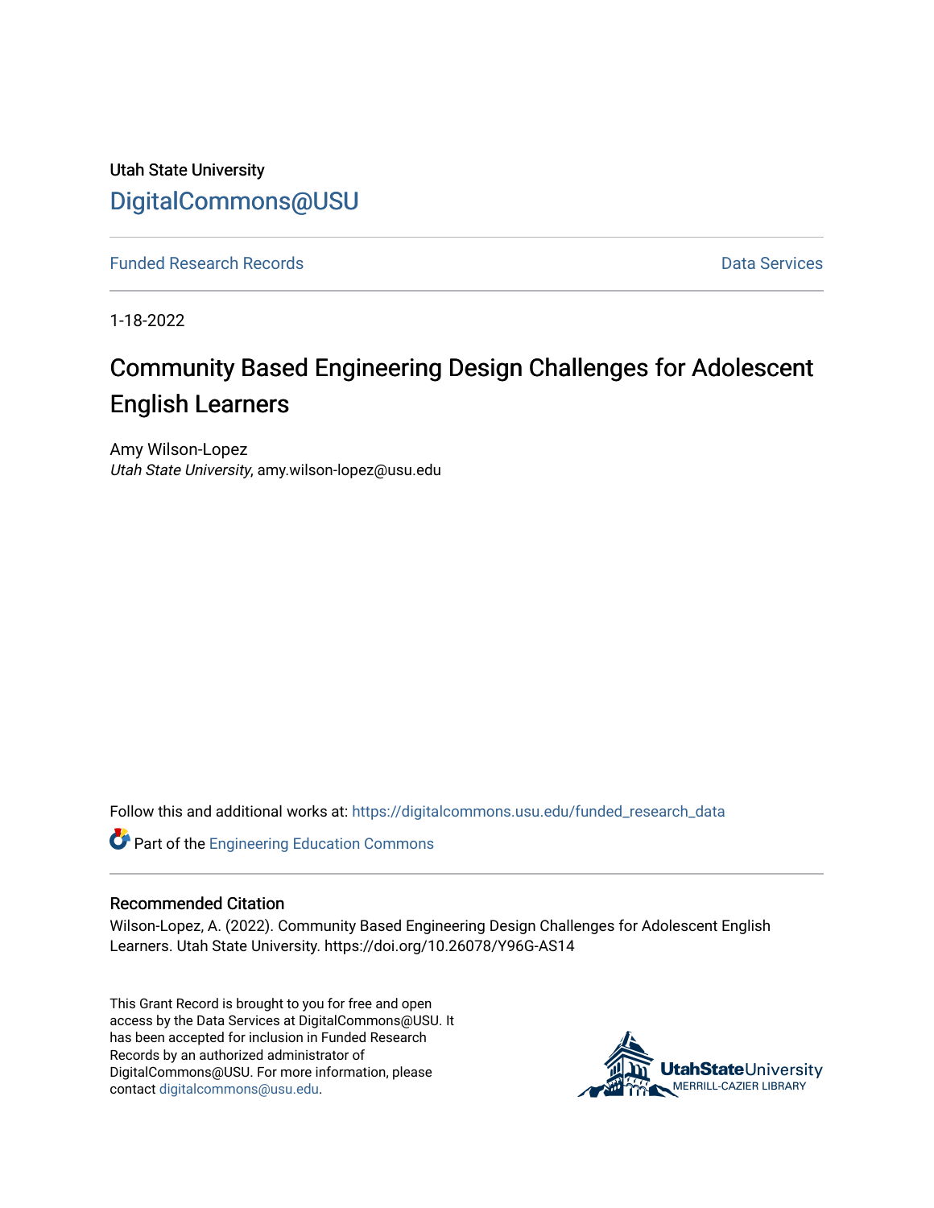Utah State University

DigitalCommons@USU

Funded Research Records | Data Services

1-18-2022

# Community Based Engineering Design Challenges for Adolescent English Learners

Amy Wilson-Lopez
*Utah State University*, amy.wilson-lopez@usu.edu

Follow this and additional works at: https://digitalcommons.usu.edu/funded_research_data

Part of the Engineering Education Commons

## Recommended Citation

Wilson-Lopez, A. (2022). Community Based Engineering Design Challenges for Adolescent English Learners. Utah State University. https://doi.org/10.26078/Y96G-AS14

This Grant Record is brought to you for free and open access by the Data Services at DigitalCommons@USU. It has been accepted for inclusion in Funded Research Records by an authorized administrator of DigitalCommons@USU. For more information, please contact digitalcommons@usu.edu.

UtahStateUniversity MERRILL-CAZIER LIBRARY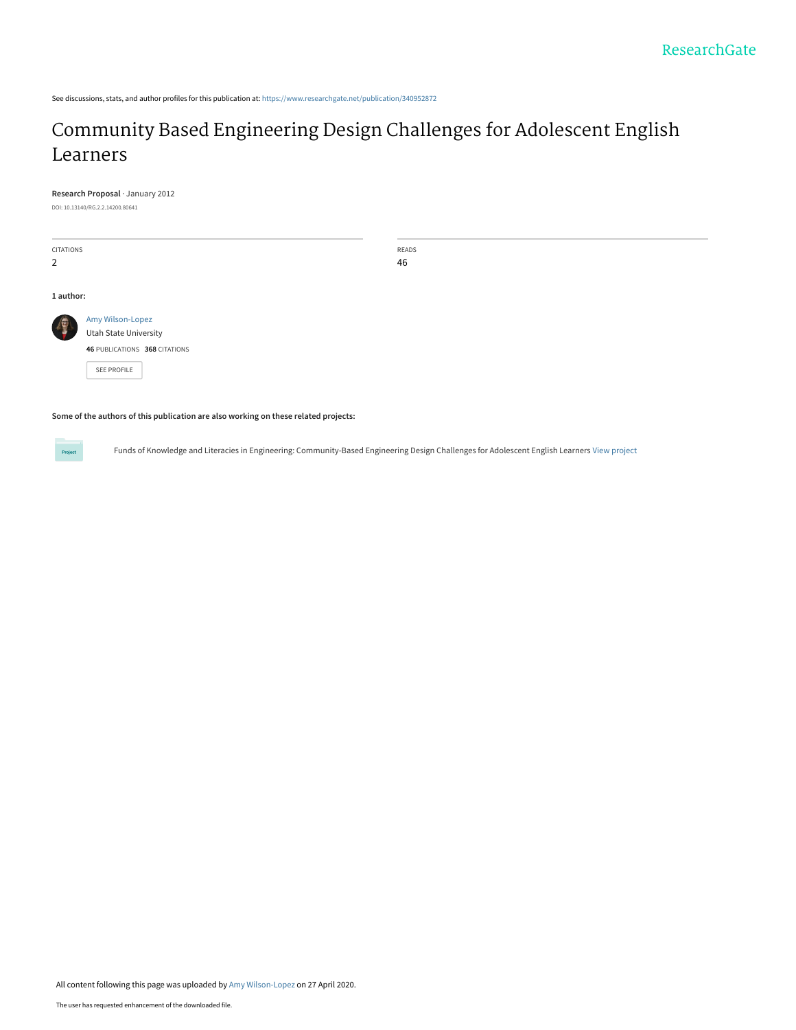See discussions, stats, and author profiles for this publication at: https://www.researchgate.net/publication/340952872

# Community Based Engineering Design Challenges for Adolescent English Learners

**Research Proposal** · January 2012

DOI: 10.13140/RG.2.2.14200.80641

| CITATIONS | READS |
| --- | --- |
| 2 | 46 |

**1 author:**

Amy Wilson-Lopez
Utah State University
**46** PUBLICATIONS **368** CITATIONS

SEE PROFILE

**Some of the authors of this publication are also working on these related projects:**

Funds of Knowledge and Literacies in Engineering: Community-Based Engineering Design Challenges for Adolescent English Learners View project

All content following this page was uploaded by Amy Wilson-Lopez on 27 April 2020.

The user has requested enhancement of the downloaded file.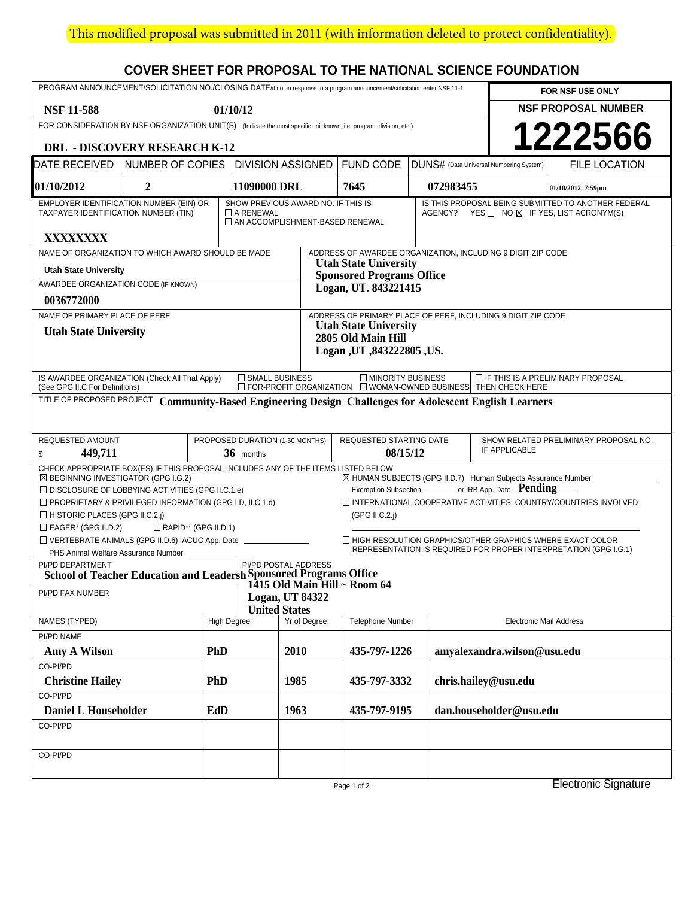This modified proposal was submitted in 2011 (with information deleted to protect confidentiality).

# COVER SHEET FOR PROPOSAL TO THE NATIONAL SCIENCE FOUNDATION

| PROGRAM ANNOUNCEMENT/SOLICITATION NO./CLOSING DATE/if not in response to a program announcement/solicitation enter NSF 11-1 | | FOR NSF USE ONLY |
|---|---|---|
| **NSF 11-588** | **01/10/12** | **NSF PROPOSAL NUMBER** |
| FOR CONSIDERATION BY NSF ORGANIZATION UNIT(S) (Indicate the most specific unit known, i.e. program, division, etc.) | | **1222566** |
| **DRL - DISCOVERY RESEARCH K-12** | | |

| DATE RECEIVED | NUMBER OF COPIES | DIVISION ASSIGNED | FUND CODE | DUNS# (Data Universal Numbering System) | FILE LOCATION |
|---|---|---|---|---|---|
| **01/10/2012** | **2** | **11090000 DRL** | **7645** | **072983455** | **01/10/2012 7:59pm** |

| EMPLOYER IDENTIFICATION NUMBER (EIN) OR TAXPAYER IDENTIFICATION NUMBER (TIN) | SHOW PREVIOUS AWARD NO. IF THIS IS | IS THIS PROPOSAL BEING SUBMITTED TO ANOTHER FEDERAL AGENCY? YES ☐ NO ☒ IF YES, LIST ACRONYM(S) |
|---|---|---|
| **XXXXXXXX** | ☐ A RENEWAL<br>☐ AN ACCOMPLISHMENT-BASED RENEWAL | |

| NAME OF ORGANIZATION TO WHICH AWARD SHOULD BE MADE | ADDRESS OF AWARDEE ORGANIZATION, INCLUDING 9 DIGIT ZIP CODE |
|---|---|
| **Utah State University** | **Utah State University**<br>**Sponsored Programs Office**<br>**Logan, UT. 843221415** |
| AWARDEE ORGANIZATION CODE (IF KNOWN) | |
| **0036772000** | |
| NAME OF PRIMARY PLACE OF PERF | ADDRESS OF PRIMARY PLACE OF PERF, INCLUDING 9 DIGIT ZIP CODE |
| **Utah State University** | **Utah State University**<br>**2805 Old Main Hill**<br>**Logan ,UT ,843222805 ,US.** |

IS AWARDEE ORGANIZATION (Check All That Apply) (See GPG II.C For Definitions): ☐ SMALL BUSINESS ☐ MINORITY BUSINESS ☐ FOR-PROFIT ORGANIZATION ☐ WOMAN-OWNED BUSINESS ☐ IF THIS IS A PRELIMINARY PROPOSAL THEN CHECK HERE

TITLE OF PROPOSED PROJECT **Community-Based Engineering Design Challenges for Adolescent English Learners**

| REQUESTED AMOUNT | PROPOSED DURATION (1-60 MONTHS) | REQUESTED STARTING DATE | SHOW RELATED PRELIMINARY PROPOSAL NO. IF APPLICABLE |
|---|---|---|---|
| $ **449,711** | **36** months | **08/15/12** | |

CHECK APPROPRIATE BOX(ES) IF THIS PROPOSAL INCLUDES ANY OF THE ITEMS LISTED BELOW

- ☒ BEGINNING INVESTIGATOR (GPG I.G.2)
- ☐ DISCLOSURE OF LOBBYING ACTIVITIES (GPG II.C.1.e)
- ☐ PROPRIETARY & PRIVILEGED INFORMATION (GPG I.D, II.C.1.d)
- ☐ HISTORIC PLACES (GPG II.C.2.j)
- ☐ EAGER* (GPG II.D.2) ☐ RAPID** (GPG II.D.1)
- ☐ VERTEBRATE ANIMALS (GPG II.D.6) IACUC App. Date ______ PHS Animal Welfare Assurance Number ______
- ☒ HUMAN SUBJECTS (GPG II.D.7) Human Subjects Assurance Number ______ Exemption Subsection ______ or IRB App. Date **Pending**
- ☐ INTERNATIONAL COOPERATIVE ACTIVITIES: COUNTRY/COUNTRIES INVOLVED (GPG II.C.2.j)
- ☐ HIGH RESOLUTION GRAPHICS/OTHER GRAPHICS WHERE EXACT COLOR REPRESENTATION IS REQUIRED FOR PROPER INTERPRETATION (GPG I.G.1)

| PI/PD DEPARTMENT | PI/PD POSTAL ADDRESS |
|---|---|
| **School of Teacher Education and Leadersh** | **Sponsored Programs Office**<br>**1415 Old Main Hill ~ Room 64**<br>**Logan, UT 84322**<br>**United States** |
| PI/PD FAX NUMBER | |

| NAMES (TYPED) | High Degree | Yr of Degree | Telephone Number | Electronic Mail Address |
|---|---|---|---|---|
| PI/PD NAME | | | | |
| **Amy A Wilson** | **PhD** | **2010** | **435-797-1226** | **amyalexandra.wilson@usu.edu** |
| CO-PI/PD | | | | |
| **Christine Hailey** | **PhD** | **1985** | **435-797-3332** | **chris.hailey@usu.edu** |
| CO-PI/PD | | | | |
| **Daniel L Householder** | **EdD** | **1963** | **435-797-9195** | **dan.householder@usu.edu** |
| CO-PI/PD | | | | |
| CO-PI/PD | | | | |

Electronic Signature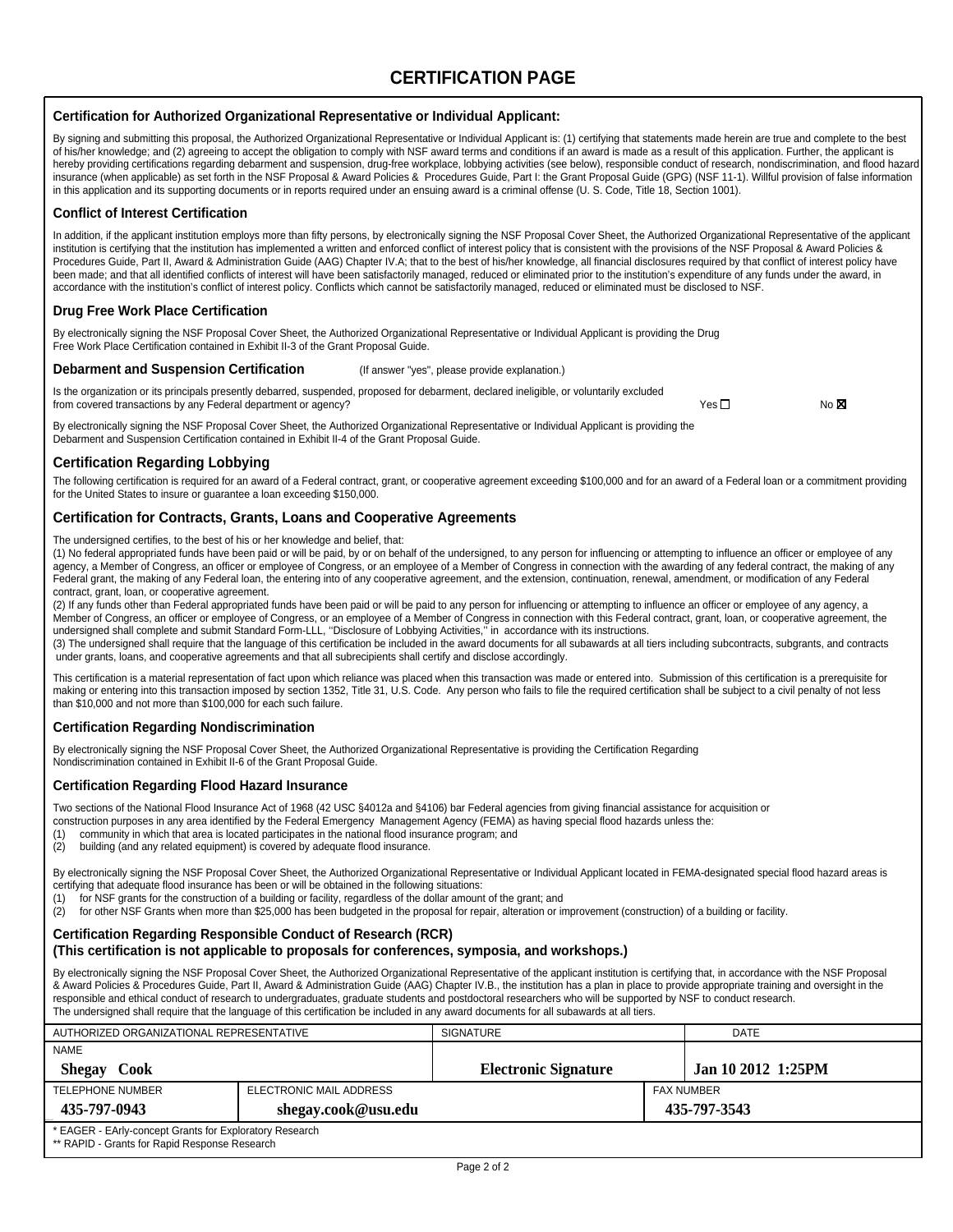# CERTIFICATION PAGE

## Certification for Authorized Organizational Representative or Individual Applicant:

By signing and submitting this proposal, the Authorized Organizational Representative or Individual Applicant is: (1) certifying that statements made herein are true and complete to the best of his/her knowledge; and (2) agreeing to accept the obligation to comply with NSF award terms and conditions if an award is made as a result of this application. Further, the applicant is hereby providing certifications regarding debarment and suspension, drug-free workplace, lobbying activities (see below), responsible conduct of research, nondiscrimination, and flood hazard insurance (when applicable) as set forth in the NSF Proposal & Award Policies & Procedures Guide, Part I: the Grant Proposal Guide (GPG) (NSF 11-1). Willful provision of false information in this application and its supporting documents or in reports required under an ensuing award is a criminal offense (U. S. Code, Title 18, Section 1001).

### Conflict of Interest Certification

In addition, if the applicant institution employs more than fifty persons, by electronically signing the NSF Proposal Cover Sheet, the Authorized Organizational Representative of the applicant institution is certifying that the institution has implemented a written and enforced conflict of interest policy that is consistent with the provisions of the NSF Proposal & Award Policies & Procedures Guide, Part II, Award & Administration Guide (AAG) Chapter IV.A; that to the best of his/her knowledge, all financial disclosures required by that conflict of interest policy have been made; and that all identified conflicts of interest will have been satisfactorily managed, reduced or eliminated prior to the institution's expenditure of any funds under the award, in accordance with the institution's conflict of interest policy. Conflicts which cannot be satisfactorily managed, reduced or eliminated must be disclosed to NSF.

### Drug Free Work Place Certification

By electronically signing the NSF Proposal Cover Sheet, the Authorized Organizational Representative or Individual Applicant is providing the Drug Free Work Place Certification contained in Exhibit II-3 of the Grant Proposal Guide.

### Debarment and Suspension Certification

(If answer "yes", please provide explanation.)

Is the organization or its principals presently debarred, suspended, proposed for debarment, declared ineligible, or voluntarily excluded from covered transactions by any Federal department or agency? Yes ☐ No ☒

By electronically signing the NSF Proposal Cover Sheet, the Authorized Organizational Representative or Individual Applicant is providing the Debarment and Suspension Certification contained in Exhibit II-4 of the Grant Proposal Guide.

### Certification Regarding Lobbying

The following certification is required for an award of a Federal contract, grant, or cooperative agreement exceeding $100,000 and for an award of a Federal loan or a commitment providing for the United States to insure or guarantee a loan exceeding $150,000.

### Certification for Contracts, Grants, Loans and Cooperative Agreements

The undersigned certifies, to the best of his or her knowledge and belief, that:

(1) No federal appropriated funds have been paid or will be paid, by or on behalf of the undersigned, to any person for influencing or attempting to influence an officer or employee of any agency, a Member of Congress, an officer or employee of Congress, or an employee of a Member of Congress in connection with the awarding of any federal contract, the making of any Federal grant, the making of any Federal loan, the entering into of any cooperative agreement, and the extension, continuation, renewal, amendment, or modification of any Federal contract, grant, loan, or cooperative agreement.

(2) If any funds other than Federal appropriated funds have been paid or will be paid to any person for influencing or attempting to influence an officer or employee of any agency, a Member of Congress, an officer or employee of Congress, or an employee of a Member of Congress in connection with this Federal contract, grant, loan, or cooperative agreement, the undersigned shall complete and submit Standard Form-LLL, "Disclosure of Lobbying Activities," in accordance with its instructions.

(3) The undersigned shall require that the language of this certification be included in the award documents for all subawards at all tiers including subcontracts, subgrants, and contracts under grants, loans, and cooperative agreements and that all subrecipients shall certify and disclose accordingly.

This certification is a material representation of fact upon which reliance was placed when this transaction was made or entered into. Submission of this certification is a prerequisite for making or entering into this transaction imposed by section 1352, Title 31, U.S. Code. Any person who fails to file the required certification shall be subject to a civil penalty of not less than $10,000 and not more than $100,000 for each such failure.

### Certification Regarding Nondiscrimination

By electronically signing the NSF Proposal Cover Sheet, the Authorized Organizational Representative is providing the Certification Regarding Nondiscrimination contained in Exhibit II-6 of the Grant Proposal Guide.

### Certification Regarding Flood Hazard Insurance

Two sections of the National Flood Insurance Act of 1968 (42 USC §4012a and §4106) bar Federal agencies from giving financial assistance for acquisition or construction purposes in any area identified by the Federal Emergency Management Agency (FEMA) as having special flood hazards unless the:

(1) community in which that area is located participates in the national flood insurance program; and
(2) building (and any related equipment) is covered by adequate flood insurance.

By electronically signing the NSF Proposal Cover Sheet, the Authorized Organizational Representative or Individual Applicant located in FEMA-designated special flood hazard areas is certifying that adequate flood insurance has been or will be obtained in the following situations:

(1) for NSF grants for the construction of a building or facility, regardless of the dollar amount of the grant; and
(2) for other NSF Grants when more than $25,000 has been budgeted in the proposal for repair, alteration or improvement (construction) of a building or facility.

### Certification Regarding Responsible Conduct of Research (RCR)
### (This certification is not applicable to proposals for conferences, symposia, and workshops.)

By electronically signing the NSF Proposal Cover Sheet, the Authorized Organizational Representative of the applicant institution is certifying that, in accordance with the NSF Proposal & Award Policies & Procedures Guide, Part II, Award & Administration Guide (AAG) Chapter IV.B., the institution has a plan in place to provide appropriate training and oversight in the responsible and ethical conduct of research to undergraduates, graduate students and postdoctoral researchers who will be supported by NSF to conduct research.
The undersigned shall require that the language of this certification be included in any award documents for all subawards at all tiers.

| AUTHORIZED ORGANIZATIONAL REPRESENTATIVE | | SIGNATURE | DATE |
|---|---|---|---|
| NAME<br>**Shegay Cook** | | **Electronic Signature** | **Jan 10 2012 1:25PM** |
| TELEPHONE NUMBER<br>**435-797-0943** | ELECTRONIC MAIL ADDRESS<br>**shegay.cook@usu.edu** | | FAX NUMBER<br>**435-797-3543** |

\* EAGER - EArly-concept Grants for Exploratory Research
\*\* RAPID - Grants for Rapid Response Research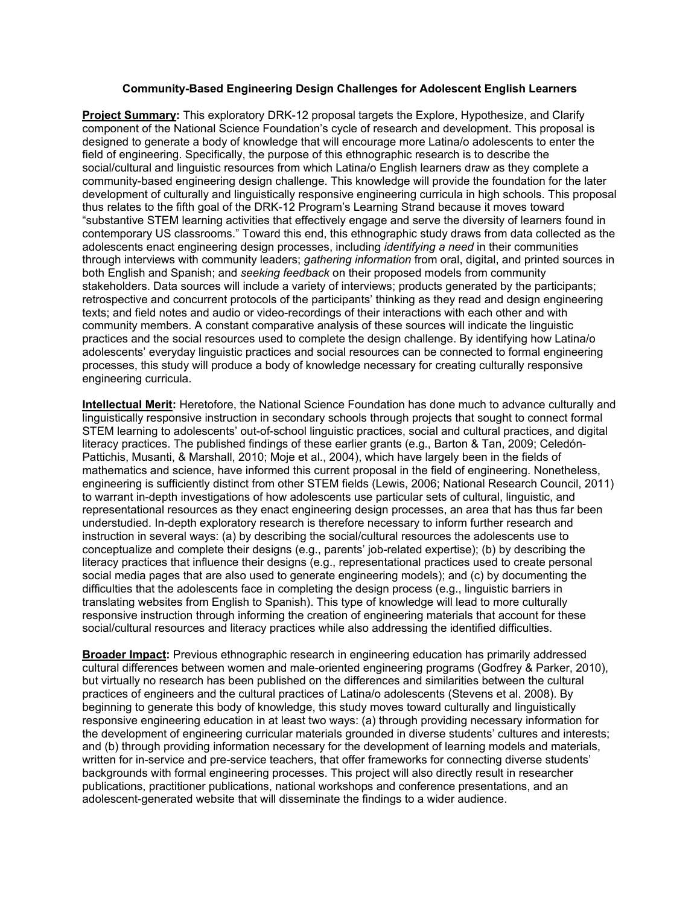# Community-Based Engineering Design Challenges for Adolescent English Learners

**Project Summary:** This exploratory DRK-12 proposal targets the Explore, Hypothesize, and Clarify component of the National Science Foundation's cycle of research and development. This proposal is designed to generate a body of knowledge that will encourage more Latina/o adolescents to enter the field of engineering. Specifically, the purpose of this ethnographic research is to describe the social/cultural and linguistic resources from which Latina/o English learners draw as they complete a community-based engineering design challenge. This knowledge will provide the foundation for the later development of culturally and linguistically responsive engineering curricula in high schools. This proposal thus relates to the fifth goal of the DRK-12 Program's Learning Strand because it moves toward "substantive STEM learning activities that effectively engage and serve the diversity of learners found in contemporary US classrooms." Toward this end, this ethnographic study draws from data collected as the adolescents enact engineering design processes, including *identifying a need* in their communities through interviews with community leaders; *gathering information* from oral, digital, and printed sources in both English and Spanish; and *seeking feedback* on their proposed models from community stakeholders. Data sources will include a variety of interviews; products generated by the participants; retrospective and concurrent protocols of the participants' thinking as they read and design engineering texts; and field notes and audio or video-recordings of their interactions with each other and with community members. A constant comparative analysis of these sources will indicate the linguistic practices and the social resources used to complete the design challenge. By identifying how Latina/o adolescents' everyday linguistic practices and social resources can be connected to formal engineering processes, this study will produce a body of knowledge necessary for creating culturally responsive engineering curricula.

**Intellectual Merit:** Heretofore, the National Science Foundation has done much to advance culturally and linguistically responsive instruction in secondary schools through projects that sought to connect formal STEM learning to adolescents' out-of-school linguistic practices, social and cultural practices, and digital literacy practices. The published findings of these earlier grants (e.g., Barton & Tan, 2009; Celedón-Pattichis, Musanti, & Marshall, 2010; Moje et al., 2004), which have largely been in the fields of mathematics and science, have informed this current proposal in the field of engineering. Nonetheless, engineering is sufficiently distinct from other STEM fields (Lewis, 2006; National Research Council, 2011) to warrant in-depth investigations of how adolescents use particular sets of cultural, linguistic, and representational resources as they enact engineering design processes, an area that has thus far been understudied. In-depth exploratory research is therefore necessary to inform further research and instruction in several ways: (a) by describing the social/cultural resources the adolescents use to conceptualize and complete their designs (e.g., parents' job-related expertise); (b) by describing the literacy practices that influence their designs (e.g., representational practices used to create personal social media pages that are also used to generate engineering models); and (c) by documenting the difficulties that the adolescents face in completing the design process (e.g., linguistic barriers in translating websites from English to Spanish). This type of knowledge will lead to more culturally responsive instruction through informing the creation of engineering materials that account for these social/cultural resources and literacy practices while also addressing the identified difficulties.

**Broader Impact:** Previous ethnographic research in engineering education has primarily addressed cultural differences between women and male-oriented engineering programs (Godfrey & Parker, 2010), but virtually no research has been published on the differences and similarities between the cultural practices of engineers and the cultural practices of Latina/o adolescents (Stevens et al. 2008). By beginning to generate this body of knowledge, this study moves toward culturally and linguistically responsive engineering education in at least two ways: (a) through providing necessary information for the development of engineering curricular materials grounded in diverse students' cultures and interests; and (b) through providing information necessary for the development of learning models and materials, written for in-service and pre-service teachers, that offer frameworks for connecting diverse students' backgrounds with formal engineering processes. This project will also directly result in researcher publications, practitioner publications, national workshops and conference presentations, and an adolescent-generated website that will disseminate the findings to a wider audience.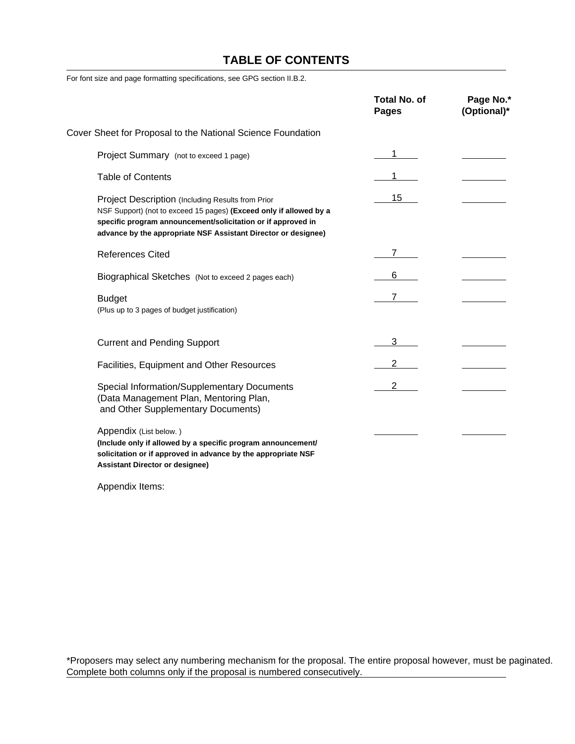# TABLE OF CONTENTS

For font size and page formatting specifications, see GPG section II.B.2.

| | Total No. of Pages | Page No.* (Optional)* |
|---|---|---|
| Cover Sheet for Proposal to the National Science Foundation | | |
| Project Summary (not to exceed 1 page) | 1 | |
| Table of Contents | 1 | |
| Project Description (Including Results from Prior NSF Support) (not to exceed 15 pages) **(Exceed only if allowed by a specific program announcement/solicitation or if approved in advance by the appropriate NSF Assistant Director or designee)** | 15 | |
| References Cited | 7 | |
| Biographical Sketches (Not to exceed 2 pages each) | 6 | |
| Budget (Plus up to 3 pages of budget justification) | 7 | |
| Current and Pending Support | 3 | |
| Facilities, Equipment and Other Resources | 2 | |
| Special Information/Supplementary Documents (Data Management Plan, Mentoring Plan, and Other Supplementary Documents) | 2 | |
| Appendix (List below. ) **(Include only if allowed by a specific program announcement/ solicitation or if approved in advance by the appropriate NSF Assistant Director or designee)** | | |

Appendix Items:

*Proposers may select any numbering mechanism for the proposal. The entire proposal however, must be paginated. Complete both columns only if the proposal is numbered consecutively.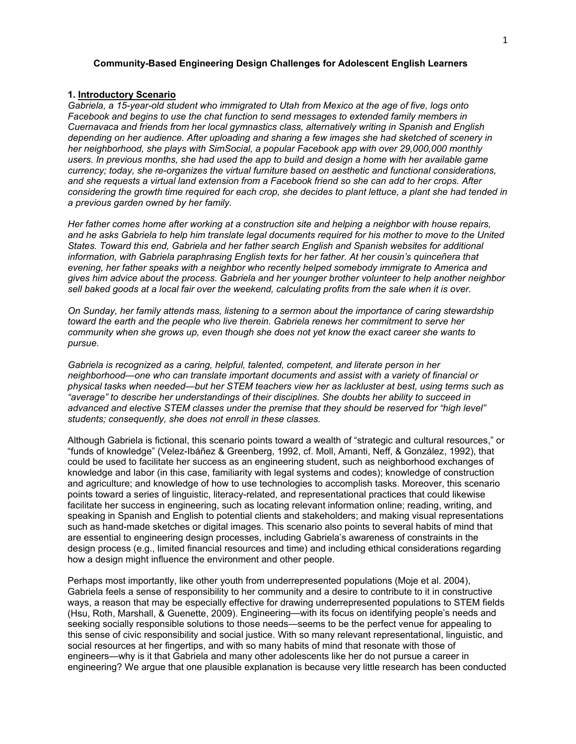**Community-Based Engineering Design Challenges for Adolescent English Learners**

**1. Introductory Scenario**

*Gabriela, a 15-year-old student who immigrated to Utah from Mexico at the age of five, logs onto Facebook and begins to use the chat function to send messages to extended family members in Cuernavaca and friends from her local gymnastics class, alternatively writing in Spanish and English depending on her audience. After uploading and sharing a few images she had sketched of scenery in her neighborhood, she plays with SimSocial, a popular Facebook app with over 29,000,000 monthly users. In previous months, she had used the app to build and design a home with her available game currency; today, she re-organizes the virtual furniture based on aesthetic and functional considerations, and she requests a virtual land extension from a Facebook friend so she can add to her crops. After considering the growth time required for each crop, she decides to plant lettuce, a plant she had tended in a previous garden owned by her family.*

*Her father comes home after working at a construction site and helping a neighbor with house repairs, and he asks Gabriela to help him translate legal documents required for his mother to move to the United States. Toward this end, Gabriela and her father search English and Spanish websites for additional information, with Gabriela paraphrasing English texts for her father. At her cousin's quinceñera that evening, her father speaks with a neighbor who recently helped somebody immigrate to America and gives him advice about the process. Gabriela and her younger brother volunteer to help another neighbor sell baked goods at a local fair over the weekend, calculating profits from the sale when it is over.*

*On Sunday, her family attends mass, listening to a sermon about the importance of caring stewardship toward the earth and the people who live therein. Gabriela renews her commitment to serve her community when she grows up, even though she does not yet know the exact career she wants to pursue.*

*Gabriela is recognized as a caring, helpful, talented, competent, and literate person in her neighborhood—one who can translate important documents and assist with a variety of financial or physical tasks when needed—but her STEM teachers view her as lackluster at best, using terms such as "average" to describe her understandings of their disciplines. She doubts her ability to succeed in advanced and elective STEM classes under the premise that they should be reserved for "high level" students; consequently, she does not enroll in these classes.*

Although Gabriela is fictional, this scenario points toward a wealth of "strategic and cultural resources," or "funds of knowledge" (Velez-Ibáñez & Greenberg, 1992, cf. Moll, Amanti, Neff, & González, 1992), that could be used to facilitate her success as an engineering student, such as neighborhood exchanges of knowledge and labor (in this case, familiarity with legal systems and codes); knowledge of construction and agriculture; and knowledge of how to use technologies to accomplish tasks. Moreover, this scenario points toward a series of linguistic, literacy-related, and representational practices that could likewise facilitate her success in engineering, such as locating relevant information online; reading, writing, and speaking in Spanish and English to potential clients and stakeholders; and making visual representations such as hand-made sketches or digital images. This scenario also points to several habits of mind that are essential to engineering design processes, including Gabriela's awareness of constraints in the design process (e.g., limited financial resources and time) and including ethical considerations regarding how a design might influence the environment and other people.

Perhaps most importantly, like other youth from underrepresented populations (Moje et al. 2004), Gabriela feels a sense of responsibility to her community and a desire to contribute to it in constructive ways, a reason that may be especially effective for drawing underrepresented populations to STEM fields (Hsu, Roth, Marshall, & Guenette, 2009). Engineering—with its focus on identifying people's needs and seeking socially responsible solutions to those needs—seems to be the perfect venue for appealing to this sense of civic responsibility and social justice. With so many relevant representational, linguistic, and social resources at her fingertips, and with so many habits of mind that resonate with those of engineers—why is it that Gabriela and many other adolescents like her do not pursue a career in engineering? We argue that one plausible explanation is because very little research has been conducted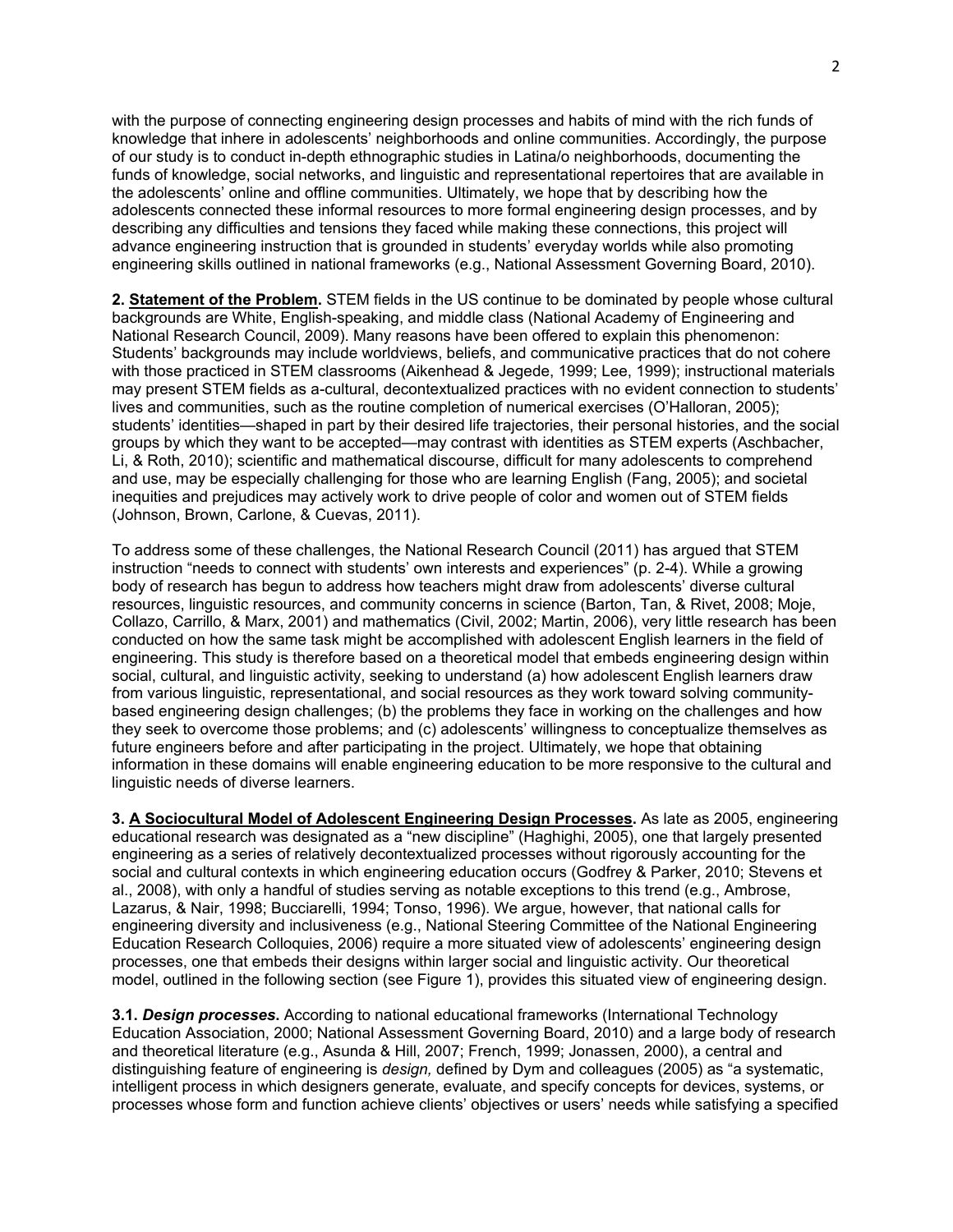with the purpose of connecting engineering design processes and habits of mind with the rich funds of knowledge that inhere in adolescents' neighborhoods and online communities. Accordingly, the purpose of our study is to conduct in-depth ethnographic studies in Latina/o neighborhoods, documenting the funds of knowledge, social networks, and linguistic and representational repertoires that are available in the adolescents' online and offline communities. Ultimately, we hope that by describing how the adolescents connected these informal resources to more formal engineering design processes, and by describing any difficulties and tensions they faced while making these connections, this project will advance engineering instruction that is grounded in students' everyday worlds while also promoting engineering skills outlined in national frameworks (e.g., National Assessment Governing Board, 2010).

**2. Statement of the Problem.** STEM fields in the US continue to be dominated by people whose cultural backgrounds are White, English-speaking, and middle class (National Academy of Engineering and National Research Council, 2009). Many reasons have been offered to explain this phenomenon: Students' backgrounds may include worldviews, beliefs, and communicative practices that do not cohere with those practiced in STEM classrooms (Aikenhead & Jegede, 1999; Lee, 1999); instructional materials may present STEM fields as a-cultural, decontextualized practices with no evident connection to students' lives and communities, such as the routine completion of numerical exercises (O'Halloran, 2005); students' identities—shaped in part by their desired life trajectories, their personal histories, and the social groups by which they want to be accepted—may contrast with identities as STEM experts (Aschbacher, Li, & Roth, 2010); scientific and mathematical discourse, difficult for many adolescents to comprehend and use, may be especially challenging for those who are learning English (Fang, 2005); and societal inequities and prejudices may actively work to drive people of color and women out of STEM fields (Johnson, Brown, Carlone, & Cuevas, 2011).

To address some of these challenges, the National Research Council (2011) has argued that STEM instruction "needs to connect with students' own interests and experiences" (p. 2-4). While a growing body of research has begun to address how teachers might draw from adolescents' diverse cultural resources, linguistic resources, and community concerns in science (Barton, Tan, & Rivet, 2008; Moje, Collazo, Carrillo, & Marx, 2001) and mathematics (Civil, 2002; Martin, 2006), very little research has been conducted on how the same task might be accomplished with adolescent English learners in the field of engineering. This study is therefore based on a theoretical model that embeds engineering design within social, cultural, and linguistic activity, seeking to understand (a) how adolescent English learners draw from various linguistic, representational, and social resources as they work toward solving community-based engineering design challenges; (b) the problems they face in working on the challenges and how they seek to overcome those problems; and (c) adolescents' willingness to conceptualize themselves as future engineers before and after participating in the project. Ultimately, we hope that obtaining information in these domains will enable engineering education to be more responsive to the cultural and linguistic needs of diverse learners.

**3. A Sociocultural Model of Adolescent Engineering Design Processes.** As late as 2005, engineering educational research was designated as a "new discipline" (Haghighi, 2005), one that largely presented engineering as a series of relatively decontextualized processes without rigorously accounting for the social and cultural contexts in which engineering education occurs (Godfrey & Parker, 2010; Stevens et al., 2008), with only a handful of studies serving as notable exceptions to this trend (e.g., Ambrose, Lazarus, & Nair, 1998; Bucciarelli, 1994; Tonso, 1996). We argue, however, that national calls for engineering diversity and inclusiveness (e.g., National Steering Committee of the National Engineering Education Research Colloquies, 2006) require a more situated view of adolescents' engineering design processes, one that embeds their designs within larger social and linguistic activity. Our theoretical model, outlined in the following section (see Figure 1), provides this situated view of engineering design.

**3.1. *Design processes*.** According to national educational frameworks (International Technology Education Association, 2000; National Assessment Governing Board, 2010) and a large body of research and theoretical literature (e.g., Asunda & Hill, 2007; French, 1999; Jonassen, 2000), a central and distinguishing feature of engineering is *design,* defined by Dym and colleagues (2005) as "a systematic, intelligent process in which designers generate, evaluate, and specify concepts for devices, systems, or processes whose form and function achieve clients' objectives or users' needs while satisfying a specified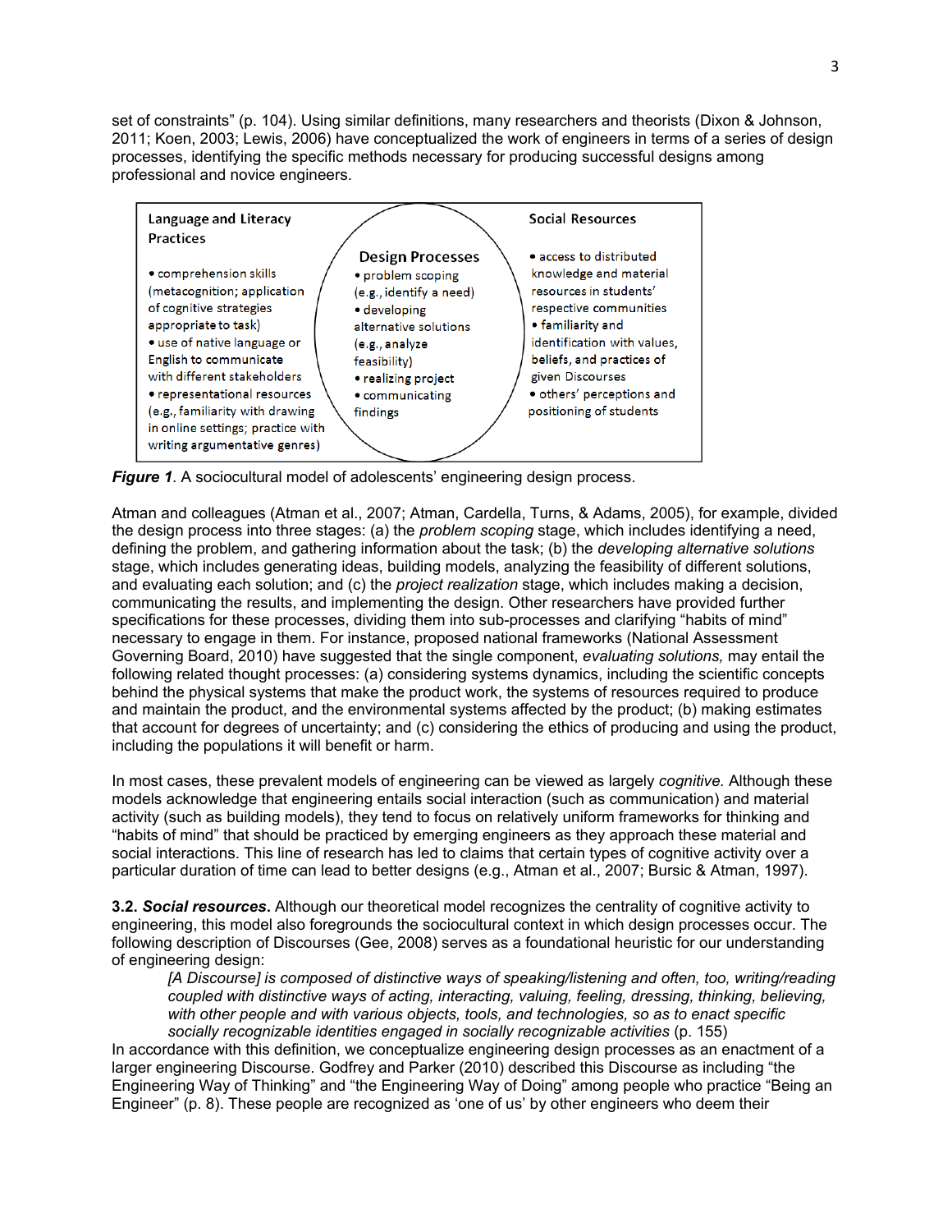set of constraints" (p. 104). Using similar definitions, many researchers and theorists (Dixon & Johnson, 2011; Koen, 2003; Lewis, 2006) have conceptualized the work of engineers in terms of a series of design processes, identifying the specific methods necessary for producing successful designs among professional and novice engineers.

| Language and Literacy Practices | Design Processes | Social Resources |
|---|---|---|
| • comprehension skills (metacognition; application of cognitive strategies appropriate to task) • use of native language or English to communicate with different stakeholders • representational resources (e.g., familiarity with drawing in online settings; practice with writing argumentative genres) | • problem scoping (e.g., identify a need) • developing alternative solutions (e.g., analyze feasibility) • realizing project • communicating findings | • access to distributed knowledge and material resources in students' respective communities • familiarity and identification with values, beliefs, and practices of given Discourses • others' perceptions and positioning of students |

***Figure 1***. A sociocultural model of adolescents' engineering design process.

Atman and colleagues (Atman et al., 2007; Atman, Cardella, Turns, & Adams, 2005), for example, divided the design process into three stages: (a) the *problem scoping* stage, which includes identifying a need, defining the problem, and gathering information about the task; (b) the *developing alternative solutions* stage, which includes generating ideas, building models, analyzing the feasibility of different solutions, and evaluating each solution; and (c) the *project realization* stage, which includes making a decision, communicating the results, and implementing the design. Other researchers have provided further specifications for these processes, dividing them into sub-processes and clarifying "habits of mind" necessary to engage in them. For instance, proposed national frameworks (National Assessment Governing Board, 2010) have suggested that the single component, *evaluating solutions,* may entail the following related thought processes: (a) considering systems dynamics, including the scientific concepts behind the physical systems that make the product work, the systems of resources required to produce and maintain the product, and the environmental systems affected by the product; (b) making estimates that account for degrees of uncertainty; and (c) considering the ethics of producing and using the product, including the populations it will benefit or harm.

In most cases, these prevalent models of engineering can be viewed as largely *cognitive.* Although these models acknowledge that engineering entails social interaction (such as communication) and material activity (such as building models), they tend to focus on relatively uniform frameworks for thinking and "habits of mind" that should be practiced by emerging engineers as they approach these material and social interactions. This line of research has led to claims that certain types of cognitive activity over a particular duration of time can lead to better designs (e.g., Atman et al., 2007; Bursic & Atman, 1997).

**3.2. *Social resources*.** Although our theoretical model recognizes the centrality of cognitive activity to engineering, this model also foregrounds the sociocultural context in which design processes occur. The following description of Discourses (Gee, 2008) serves as a foundational heuristic for our understanding of engineering design:

> *[A Discourse] is composed of distinctive ways of speaking/listening and often, too, writing/reading coupled with distinctive ways of acting, interacting, valuing, feeling, dressing, thinking, believing, with other people and with various objects, tools, and technologies, so as to enact specific socially recognizable identities engaged in socially recognizable activities* (p. 155)

In accordance with this definition, we conceptualize engineering design processes as an enactment of a larger engineering Discourse. Godfrey and Parker (2010) described this Discourse as including "the Engineering Way of Thinking" and "the Engineering Way of Doing" among people who practice "Being an Engineer" (p. 8). These people are recognized as 'one of us' by other engineers who deem their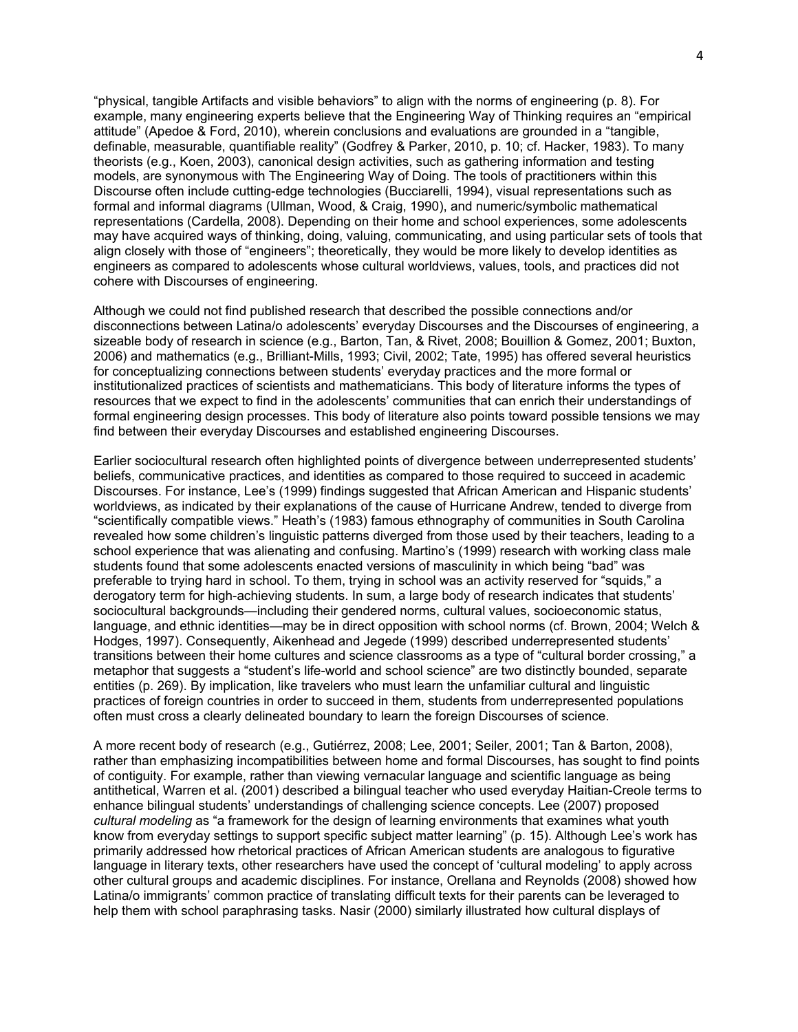"physical, tangible Artifacts and visible behaviors" to align with the norms of engineering (p. 8). For example, many engineering experts believe that the Engineering Way of Thinking requires an "empirical attitude" (Apedoe & Ford, 2010), wherein conclusions and evaluations are grounded in a "tangible, definable, measurable, quantifiable reality" (Godfrey & Parker, 2010, p. 10; cf. Hacker, 1983). To many theorists (e.g., Koen, 2003), canonical design activities, such as gathering information and testing models, are synonymous with The Engineering Way of Doing. The tools of practitioners within this Discourse often include cutting-edge technologies (Bucciarelli, 1994), visual representations such as formal and informal diagrams (Ullman, Wood, & Craig, 1990), and numeric/symbolic mathematical representations (Cardella, 2008). Depending on their home and school experiences, some adolescents may have acquired ways of thinking, doing, valuing, communicating, and using particular sets of tools that align closely with those of "engineers"; theoretically, they would be more likely to develop identities as engineers as compared to adolescents whose cultural worldviews, values, tools, and practices did not cohere with Discourses of engineering.

Although we could not find published research that described the possible connections and/or disconnections between Latina/o adolescents' everyday Discourses and the Discourses of engineering, a sizeable body of research in science (e.g., Barton, Tan, & Rivet, 2008; Bouillion & Gomez, 2001; Buxton, 2006) and mathematics (e.g., Brilliant-Mills, 1993; Civil, 2002; Tate, 1995) has offered several heuristics for conceptualizing connections between students' everyday practices and the more formal or institutionalized practices of scientists and mathematicians. This body of literature informs the types of resources that we expect to find in the adolescents' communities that can enrich their understandings of formal engineering design processes. This body of literature also points toward possible tensions we may find between their everyday Discourses and established engineering Discourses.

Earlier sociocultural research often highlighted points of divergence between underrepresented students' beliefs, communicative practices, and identities as compared to those required to succeed in academic Discourses. For instance, Lee's (1999) findings suggested that African American and Hispanic students' worldviews, as indicated by their explanations of the cause of Hurricane Andrew, tended to diverge from "scientifically compatible views." Heath's (1983) famous ethnography of communities in South Carolina revealed how some children's linguistic patterns diverged from those used by their teachers, leading to a school experience that was alienating and confusing. Martino's (1999) research with working class male students found that some adolescents enacted versions of masculinity in which being "bad" was preferable to trying hard in school. To them, trying in school was an activity reserved for "squids," a derogatory term for high-achieving students. In sum, a large body of research indicates that students' sociocultural backgrounds—including their gendered norms, cultural values, socioeconomic status, language, and ethnic identities—may be in direct opposition with school norms (cf. Brown, 2004; Welch & Hodges, 1997). Consequently, Aikenhead and Jegede (1999) described underrepresented students' transitions between their home cultures and science classrooms as a type of "cultural border crossing," a metaphor that suggests a "student's life-world and school science" are two distinctly bounded, separate entities (p. 269). By implication, like travelers who must learn the unfamiliar cultural and linguistic practices of foreign countries in order to succeed in them, students from underrepresented populations often must cross a clearly delineated boundary to learn the foreign Discourses of science.

A more recent body of research (e.g., Gutiérrez, 2008; Lee, 2001; Seiler, 2001; Tan & Barton, 2008), rather than emphasizing incompatibilities between home and formal Discourses, has sought to find points of contiguity. For example, rather than viewing vernacular language and scientific language as being antithetical, Warren et al. (2001) described a bilingual teacher who used everyday Haitian-Creole terms to enhance bilingual students' understandings of challenging science concepts. Lee (2007) proposed *cultural modeling* as "a framework for the design of learning environments that examines what youth know from everyday settings to support specific subject matter learning" (p. 15). Although Lee's work has primarily addressed how rhetorical practices of African American students are analogous to figurative language in literary texts, other researchers have used the concept of 'cultural modeling' to apply across other cultural groups and academic disciplines. For instance, Orellana and Reynolds (2008) showed how Latina/o immigrants' common practice of translating difficult texts for their parents can be leveraged to help them with school paraphrasing tasks. Nasir (2000) similarly illustrated how cultural displays of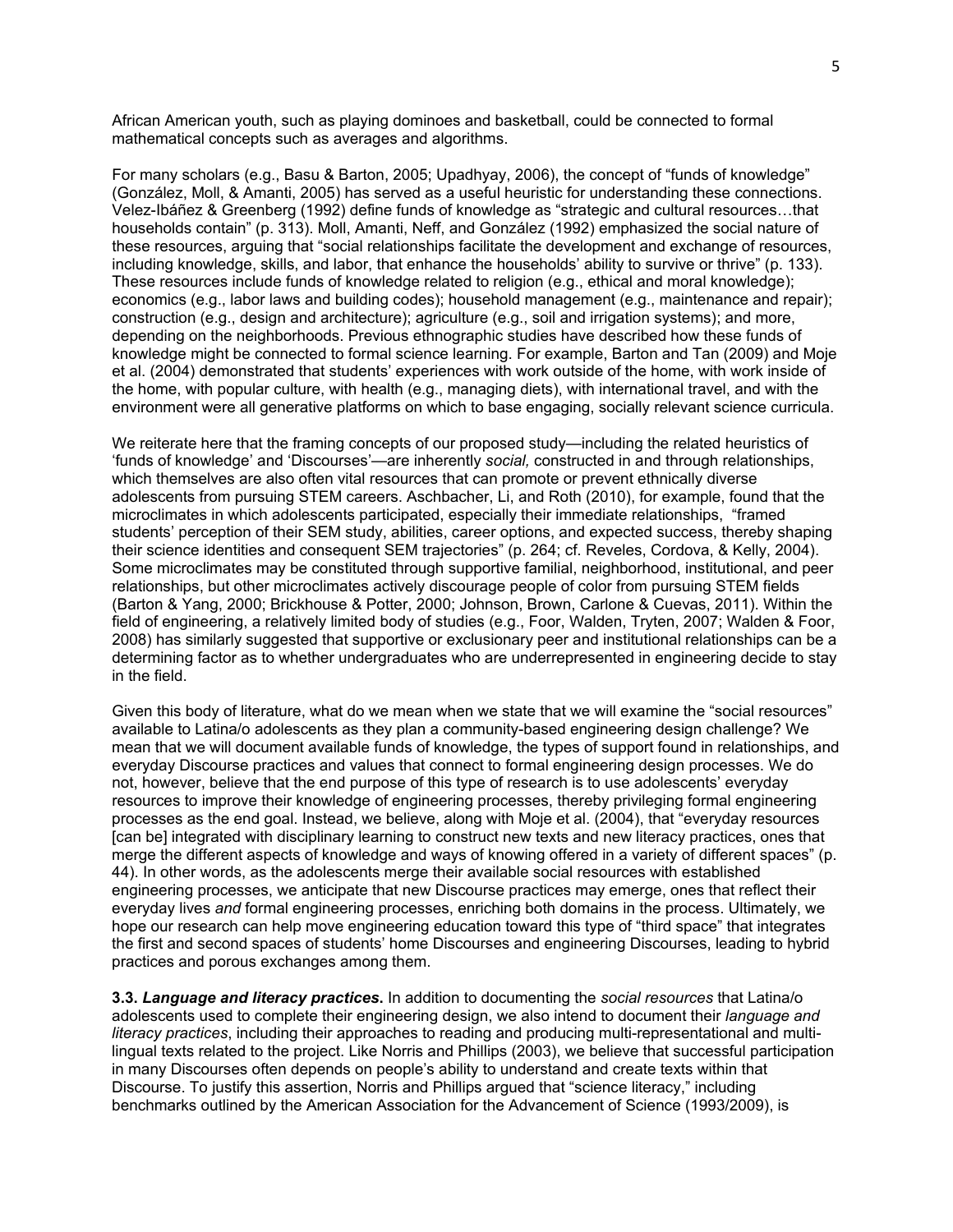African American youth, such as playing dominoes and basketball, could be connected to formal mathematical concepts such as averages and algorithms.

For many scholars (e.g., Basu & Barton, 2005; Upadhyay, 2006), the concept of "funds of knowledge" (González, Moll, & Amanti, 2005) has served as a useful heuristic for understanding these connections. Velez-Ibáñez & Greenberg (1992) define funds of knowledge as "strategic and cultural resources…that households contain" (p. 313). Moll, Amanti, Neff, and González (1992) emphasized the social nature of these resources, arguing that "social relationships facilitate the development and exchange of resources, including knowledge, skills, and labor, that enhance the households' ability to survive or thrive" (p. 133). These resources include funds of knowledge related to religion (e.g., ethical and moral knowledge); economics (e.g., labor laws and building codes); household management (e.g., maintenance and repair); construction (e.g., design and architecture); agriculture (e.g., soil and irrigation systems); and more, depending on the neighborhoods. Previous ethnographic studies have described how these funds of knowledge might be connected to formal science learning. For example, Barton and Tan (2009) and Moje et al. (2004) demonstrated that students' experiences with work outside of the home, with work inside of the home, with popular culture, with health (e.g., managing diets), with international travel, and with the environment were all generative platforms on which to base engaging, socially relevant science curricula.

We reiterate here that the framing concepts of our proposed study—including the related heuristics of 'funds of knowledge' and 'Discourses'—are inherently *social,* constructed in and through relationships, which themselves are also often vital resources that can promote or prevent ethnically diverse adolescents from pursuing STEM careers. Aschbacher, Li, and Roth (2010), for example, found that the microclimates in which adolescents participated, especially their immediate relationships, "framed students' perception of their SEM study, abilities, career options, and expected success, thereby shaping their science identities and consequent SEM trajectories" (p. 264; cf. Reveles, Cordova, & Kelly, 2004). Some microclimates may be constituted through supportive familial, neighborhood, institutional, and peer relationships, but other microclimates actively discourage people of color from pursuing STEM fields (Barton & Yang, 2000; Brickhouse & Potter, 2000; Johnson, Brown, Carlone & Cuevas, 2011). Within the field of engineering, a relatively limited body of studies (e.g., Foor, Walden, Tryten, 2007; Walden & Foor, 2008) has similarly suggested that supportive or exclusionary peer and institutional relationships can be a determining factor as to whether undergraduates who are underrepresented in engineering decide to stay in the field.

Given this body of literature, what do we mean when we state that we will examine the "social resources" available to Latina/o adolescents as they plan a community-based engineering design challenge? We mean that we will document available funds of knowledge, the types of support found in relationships, and everyday Discourse practices and values that connect to formal engineering design processes. We do not, however, believe that the end purpose of this type of research is to use adolescents' everyday resources to improve their knowledge of engineering processes, thereby privileging formal engineering processes as the end goal. Instead, we believe, along with Moje et al. (2004), that "everyday resources [can be] integrated with disciplinary learning to construct new texts and new literacy practices, ones that merge the different aspects of knowledge and ways of knowing offered in a variety of different spaces" (p. 44). In other words, as the adolescents merge their available social resources with established engineering processes, we anticipate that new Discourse practices may emerge, ones that reflect their everyday lives *and* formal engineering processes, enriching both domains in the process. Ultimately, we hope our research can help move engineering education toward this type of "third space" that integrates the first and second spaces of students' home Discourses and engineering Discourses, leading to hybrid practices and porous exchanges among them.

**3.3. *Language and literacy practices*.** In addition to documenting the *social resources* that Latina/o adolescents used to complete their engineering design, we also intend to document their *language and literacy practices*, including their approaches to reading and producing multi-representational and multi-lingual texts related to the project. Like Norris and Phillips (2003), we believe that successful participation in many Discourses often depends on people's ability to understand and create texts within that Discourse. To justify this assertion, Norris and Phillips argued that "science literacy," including benchmarks outlined by the American Association for the Advancement of Science (1993/2009), is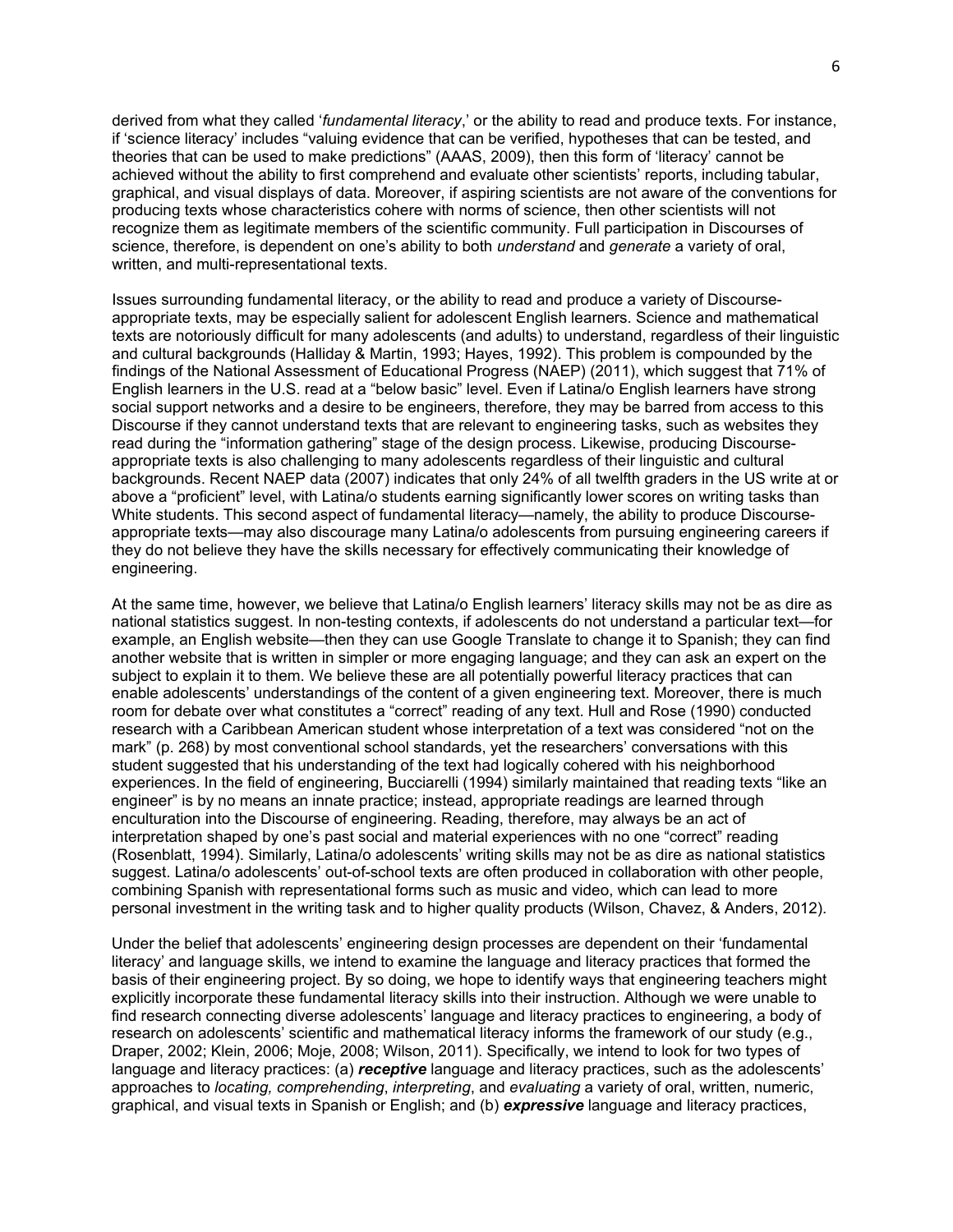derived from what they called '*fundamental literacy*,' or the ability to read and produce texts. For instance, if 'science literacy' includes "valuing evidence that can be verified, hypotheses that can be tested, and theories that can be used to make predictions" (AAAS, 2009), then this form of 'literacy' cannot be achieved without the ability to first comprehend and evaluate other scientists' reports, including tabular, graphical, and visual displays of data. Moreover, if aspiring scientists are not aware of the conventions for producing texts whose characteristics cohere with norms of science, then other scientists will not recognize them as legitimate members of the scientific community. Full participation in Discourses of science, therefore, is dependent on one's ability to both *understand* and *generate* a variety of oral, written, and multi-representational texts.

Issues surrounding fundamental literacy, or the ability to read and produce a variety of Discourse-appropriate texts, may be especially salient for adolescent English learners. Science and mathematical texts are notoriously difficult for many adolescents (and adults) to understand, regardless of their linguistic and cultural backgrounds (Halliday & Martin, 1993; Hayes, 1992). This problem is compounded by the findings of the National Assessment of Educational Progress (NAEP) (2011), which suggest that 71% of English learners in the U.S. read at a "below basic" level. Even if Latina/o English learners have strong social support networks and a desire to be engineers, therefore, they may be barred from access to this Discourse if they cannot understand texts that are relevant to engineering tasks, such as websites they read during the "information gathering" stage of the design process. Likewise, producing Discourse-appropriate texts is also challenging to many adolescents regardless of their linguistic and cultural backgrounds. Recent NAEP data (2007) indicates that only 24% of all twelfth graders in the US write at or above a "proficient" level, with Latina/o students earning significantly lower scores on writing tasks than White students. This second aspect of fundamental literacy—namely, the ability to produce Discourse-appropriate texts—may also discourage many Latina/o adolescents from pursuing engineering careers if they do not believe they have the skills necessary for effectively communicating their knowledge of engineering.

At the same time, however, we believe that Latina/o English learners' literacy skills may not be as dire as national statistics suggest. In non-testing contexts, if adolescents do not understand a particular text—for example, an English website—then they can use Google Translate to change it to Spanish; they can find another website that is written in simpler or more engaging language; and they can ask an expert on the subject to explain it to them. We believe these are all potentially powerful literacy practices that can enable adolescents' understandings of the content of a given engineering text. Moreover, there is much room for debate over what constitutes a "correct" reading of any text. Hull and Rose (1990) conducted research with a Caribbean American student whose interpretation of a text was considered "not on the mark" (p. 268) by most conventional school standards, yet the researchers' conversations with this student suggested that his understanding of the text had logically cohered with his neighborhood experiences. In the field of engineering, Bucciarelli (1994) similarly maintained that reading texts "like an engineer" is by no means an innate practice; instead, appropriate readings are learned through enculturation into the Discourse of engineering. Reading, therefore, may always be an act of interpretation shaped by one's past social and material experiences with no one "correct" reading (Rosenblatt, 1994). Similarly, Latina/o adolescents' writing skills may not be as dire as national statistics suggest. Latina/o adolescents' out-of-school texts are often produced in collaboration with other people, combining Spanish with representational forms such as music and video, which can lead to more personal investment in the writing task and to higher quality products (Wilson, Chavez, & Anders, 2012).

Under the belief that adolescents' engineering design processes are dependent on their 'fundamental literacy' and language skills, we intend to examine the language and literacy practices that formed the basis of their engineering project. By so doing, we hope to identify ways that engineering teachers might explicitly incorporate these fundamental literacy skills into their instruction. Although we were unable to find research connecting diverse adolescents' language and literacy practices to engineering, a body of research on adolescents' scientific and mathematical literacy informs the framework of our study (e.g., Draper, 2002; Klein, 2006; Moje, 2008; Wilson, 2011). Specifically, we intend to look for two types of language and literacy practices: (a) ***receptive*** language and literacy practices, such as the adolescents' approaches to *locating, comprehending*, *interpreting*, and *evaluating* a variety of oral, written, numeric, graphical, and visual texts in Spanish or English; and (b) ***expressive*** language and literacy practices,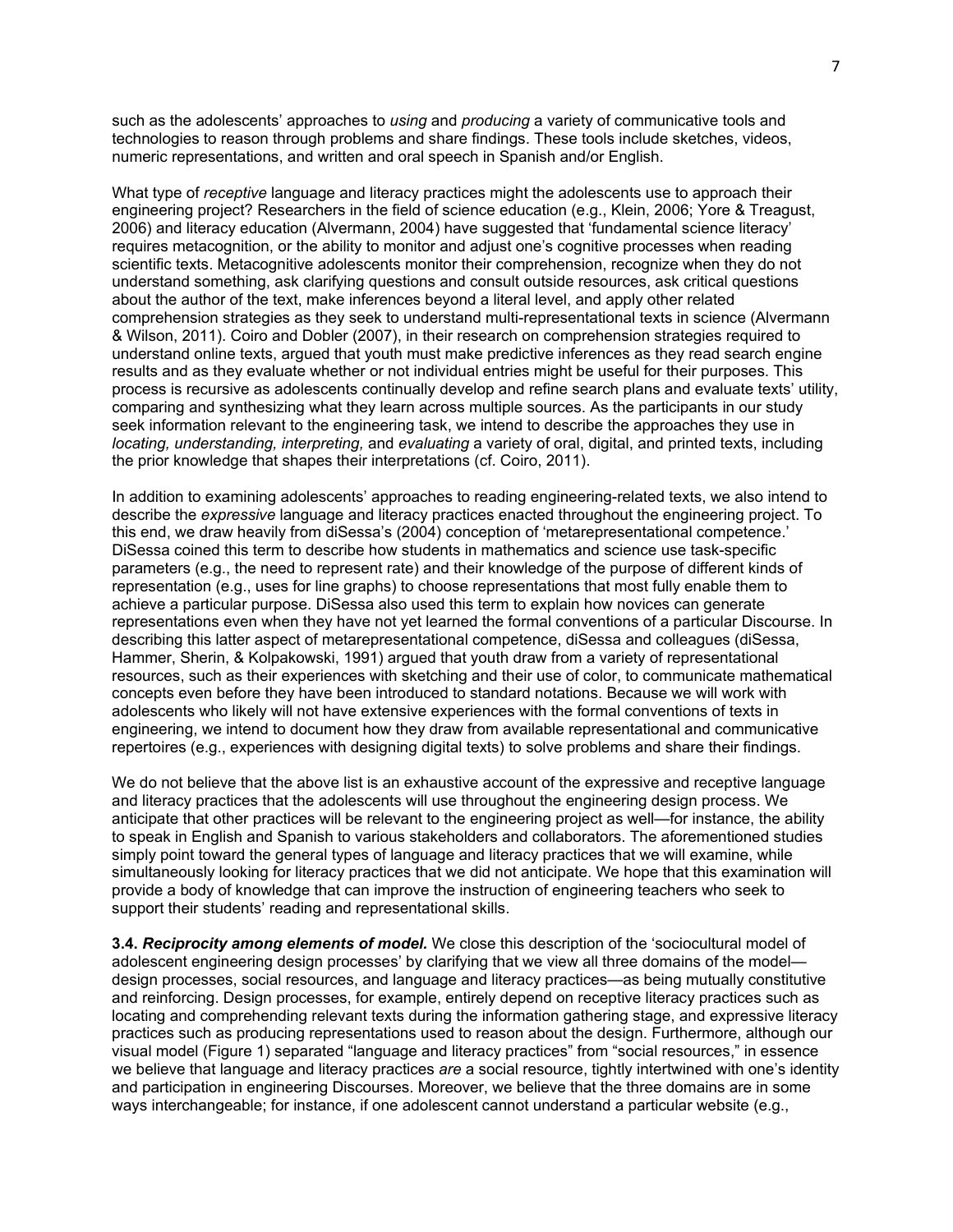such as the adolescents' approaches to *using* and *producing* a variety of communicative tools and technologies to reason through problems and share findings. These tools include sketches, videos, numeric representations, and written and oral speech in Spanish and/or English.

What type of *receptive* language and literacy practices might the adolescents use to approach their engineering project? Researchers in the field of science education (e.g., Klein, 2006; Yore & Treagust, 2006) and literacy education (Alvermann, 2004) have suggested that 'fundamental science literacy' requires metacognition, or the ability to monitor and adjust one's cognitive processes when reading scientific texts. Metacognitive adolescents monitor their comprehension, recognize when they do not understand something, ask clarifying questions and consult outside resources, ask critical questions about the author of the text, make inferences beyond a literal level, and apply other related comprehension strategies as they seek to understand multi-representational texts in science (Alvermann & Wilson, 2011). Coiro and Dobler (2007), in their research on comprehension strategies required to understand online texts, argued that youth must make predictive inferences as they read search engine results and as they evaluate whether or not individual entries might be useful for their purposes. This process is recursive as adolescents continually develop and refine search plans and evaluate texts' utility, comparing and synthesizing what they learn across multiple sources. As the participants in our study seek information relevant to the engineering task, we intend to describe the approaches they use in *locating, understanding, interpreting,* and *evaluating* a variety of oral, digital, and printed texts, including the prior knowledge that shapes their interpretations (cf. Coiro, 2011).

In addition to examining adolescents' approaches to reading engineering-related texts, we also intend to describe the *expressive* language and literacy practices enacted throughout the engineering project. To this end, we draw heavily from diSessa's (2004) conception of 'metarepresentational competence.' DiSessa coined this term to describe how students in mathematics and science use task-specific parameters (e.g., the need to represent rate) and their knowledge of the purpose of different kinds of representation (e.g., uses for line graphs) to choose representations that most fully enable them to achieve a particular purpose. DiSessa also used this term to explain how novices can generate representations even when they have not yet learned the formal conventions of a particular Discourse. In describing this latter aspect of metarepresentational competence, diSessa and colleagues (diSessa, Hammer, Sherin, & Kolpakowski, 1991) argued that youth draw from a variety of representational resources, such as their experiences with sketching and their use of color, to communicate mathematical concepts even before they have been introduced to standard notations. Because we will work with adolescents who likely will not have extensive experiences with the formal conventions of texts in engineering, we intend to document how they draw from available representational and communicative repertoires (e.g., experiences with designing digital texts) to solve problems and share their findings.

We do not believe that the above list is an exhaustive account of the expressive and receptive language and literacy practices that the adolescents will use throughout the engineering design process. We anticipate that other practices will be relevant to the engineering project as well—for instance, the ability to speak in English and Spanish to various stakeholders and collaborators. The aforementioned studies simply point toward the general types of language and literacy practices that we will examine, while simultaneously looking for literacy practices that we did not anticipate. We hope that this examination will provide a body of knowledge that can improve the instruction of engineering teachers who seek to support their students' reading and representational skills.

**3.4. *Reciprocity among elements of model.*** We close this description of the 'sociocultural model of adolescent engineering design processes' by clarifying that we view all three domains of the model—design processes, social resources, and language and literacy practices—as being mutually constitutive and reinforcing. Design processes, for example, entirely depend on receptive literacy practices such as locating and comprehending relevant texts during the information gathering stage, and expressive literacy practices such as producing representations used to reason about the design. Furthermore, although our visual model (Figure 1) separated "language and literacy practices" from "social resources," in essence we believe that language and literacy practices *are* a social resource, tightly intertwined with one's identity and participation in engineering Discourses. Moreover, we believe that the three domains are in some ways interchangeable; for instance, if one adolescent cannot understand a particular website (e.g.,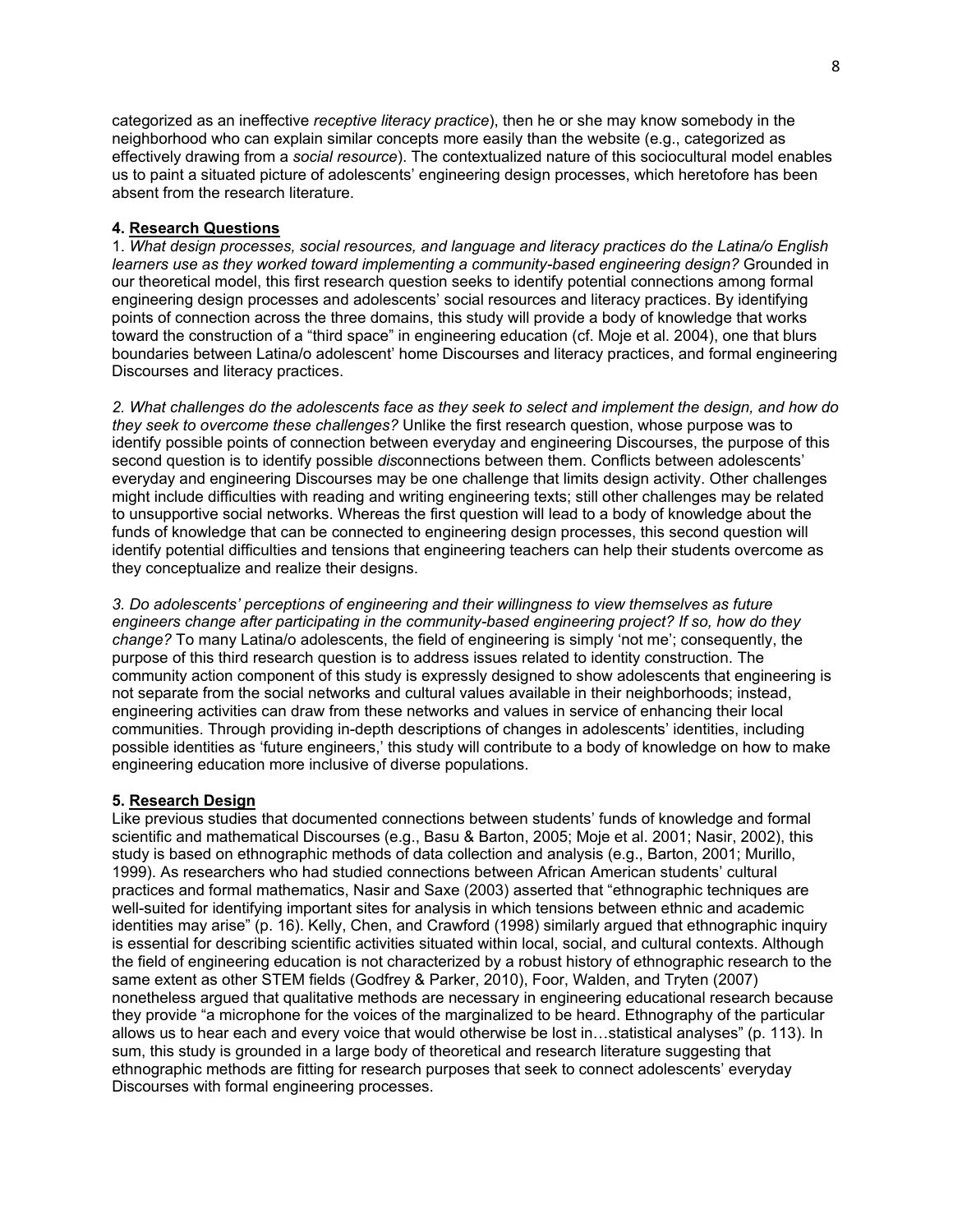categorized as an ineffective *receptive literacy practice*), then he or she may know somebody in the neighborhood who can explain similar concepts more easily than the website (e.g., categorized as effectively drawing from a *social resource*). The contextualized nature of this sociocultural model enables us to paint a situated picture of adolescents' engineering design processes, which heretofore has been absent from the research literature.

## 4. Research Questions

1. *What design processes, social resources, and language and literacy practices do the Latina/o English learners use as they worked toward implementing a community-based engineering design?* Grounded in our theoretical model, this first research question seeks to identify potential connections among formal engineering design processes and adolescents' social resources and literacy practices. By identifying points of connection across the three domains, this study will provide a body of knowledge that works toward the construction of a "third space" in engineering education (cf. Moje et al. 2004), one that blurs boundaries between Latina/o adolescent' home Discourses and literacy practices, and formal engineering Discourses and literacy practices.

*2. What challenges do the adolescents face as they seek to select and implement the design, and how do they seek to overcome these challenges?* Unlike the first research question, whose purpose was to identify possible points of connection between everyday and engineering Discourses, the purpose of this second question is to identify possible *dis*connections between them. Conflicts between adolescents' everyday and engineering Discourses may be one challenge that limits design activity. Other challenges might include difficulties with reading and writing engineering texts; still other challenges may be related to unsupportive social networks. Whereas the first question will lead to a body of knowledge about the funds of knowledge that can be connected to engineering design processes, this second question will identify potential difficulties and tensions that engineering teachers can help their students overcome as they conceptualize and realize their designs.

*3. Do adolescents' perceptions of engineering and their willingness to view themselves as future engineers change after participating in the community-based engineering project? If so, how do they change?* To many Latina/o adolescents, the field of engineering is simply 'not me'; consequently, the purpose of this third research question is to address issues related to identity construction. The community action component of this study is expressly designed to show adolescents that engineering is not separate from the social networks and cultural values available in their neighborhoods; instead, engineering activities can draw from these networks and values in service of enhancing their local communities. Through providing in-depth descriptions of changes in adolescents' identities, including possible identities as 'future engineers,' this study will contribute to a body of knowledge on how to make engineering education more inclusive of diverse populations.

## 5. Research Design

Like previous studies that documented connections between students' funds of knowledge and formal scientific and mathematical Discourses (e.g., Basu & Barton, 2005; Moje et al. 2001; Nasir, 2002), this study is based on ethnographic methods of data collection and analysis (e.g., Barton, 2001; Murillo, 1999). As researchers who had studied connections between African American students' cultural practices and formal mathematics, Nasir and Saxe (2003) asserted that "ethnographic techniques are well-suited for identifying important sites for analysis in which tensions between ethnic and academic identities may arise" (p. 16). Kelly, Chen, and Crawford (1998) similarly argued that ethnographic inquiry is essential for describing scientific activities situated within local, social, and cultural contexts. Although the field of engineering education is not characterized by a robust history of ethnographic research to the same extent as other STEM fields (Godfrey & Parker, 2010), Foor, Walden, and Tryten (2007) nonetheless argued that qualitative methods are necessary in engineering educational research because they provide "a microphone for the voices of the marginalized to be heard. Ethnography of the particular allows us to hear each and every voice that would otherwise be lost in…statistical analyses" (p. 113). In sum, this study is grounded in a large body of theoretical and research literature suggesting that ethnographic methods are fitting for research purposes that seek to connect adolescents' everyday Discourses with formal engineering processes.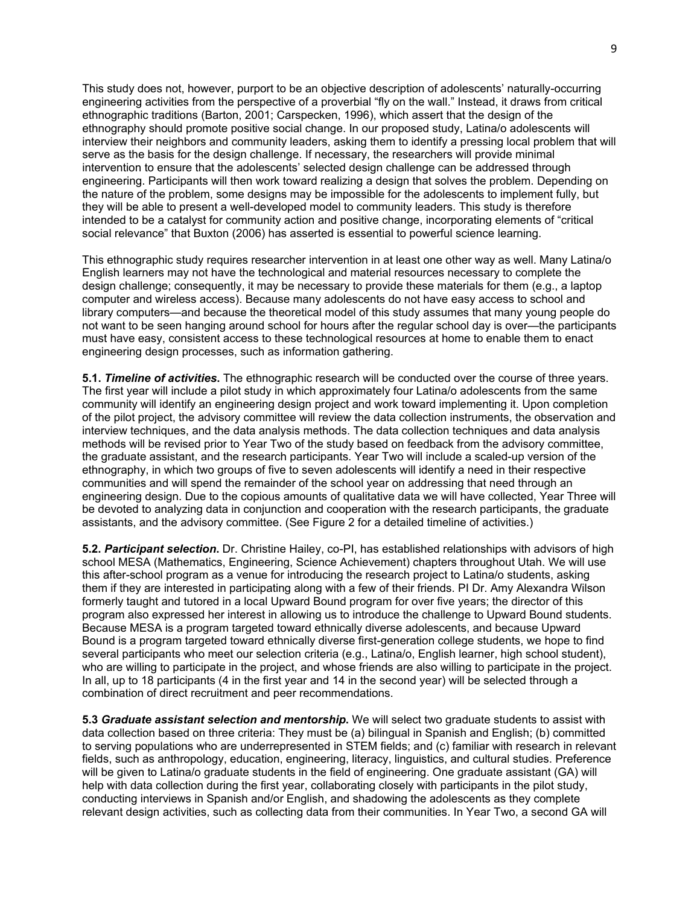This study does not, however, purport to be an objective description of adolescents' naturally-occurring engineering activities from the perspective of a proverbial "fly on the wall." Instead, it draws from critical ethnographic traditions (Barton, 2001; Carspecken, 1996), which assert that the design of the ethnography should promote positive social change. In our proposed study, Latina/o adolescents will interview their neighbors and community leaders, asking them to identify a pressing local problem that will serve as the basis for the design challenge. If necessary, the researchers will provide minimal intervention to ensure that the adolescents' selected design challenge can be addressed through engineering. Participants will then work toward realizing a design that solves the problem. Depending on the nature of the problem, some designs may be impossible for the adolescents to implement fully, but they will be able to present a well-developed model to community leaders. This study is therefore intended to be a catalyst for community action and positive change, incorporating elements of "critical social relevance" that Buxton (2006) has asserted is essential to powerful science learning.

This ethnographic study requires researcher intervention in at least one other way as well. Many Latina/o English learners may not have the technological and material resources necessary to complete the design challenge; consequently, it may be necessary to provide these materials for them (e.g., a laptop computer and wireless access). Because many adolescents do not have easy access to school and library computers—and because the theoretical model of this study assumes that many young people do not want to be seen hanging around school for hours after the regular school day is over—the participants must have easy, consistent access to these technological resources at home to enable them to enact engineering design processes, such as information gathering.

**5.1. *Timeline of activities*.** The ethnographic research will be conducted over the course of three years. The first year will include a pilot study in which approximately four Latina/o adolescents from the same community will identify an engineering design project and work toward implementing it. Upon completion of the pilot project, the advisory committee will review the data collection instruments, the observation and interview techniques, and the data analysis methods. The data collection techniques and data analysis methods will be revised prior to Year Two of the study based on feedback from the advisory committee, the graduate assistant, and the research participants. Year Two will include a scaled-up version of the ethnography, in which two groups of five to seven adolescents will identify a need in their respective communities and will spend the remainder of the school year on addressing that need through an engineering design. Due to the copious amounts of qualitative data we will have collected, Year Three will be devoted to analyzing data in conjunction and cooperation with the research participants, the graduate assistants, and the advisory committee. (See Figure 2 for a detailed timeline of activities.)

**5.2. *Participant selection*.** Dr. Christine Hailey, co-PI, has established relationships with advisors of high school MESA (Mathematics, Engineering, Science Achievement) chapters throughout Utah. We will use this after-school program as a venue for introducing the research project to Latina/o students, asking them if they are interested in participating along with a few of their friends. PI Dr. Amy Alexandra Wilson formerly taught and tutored in a local Upward Bound program for over five years; the director of this program also expressed her interest in allowing us to introduce the challenge to Upward Bound students. Because MESA is a program targeted toward ethnically diverse adolescents, and because Upward Bound is a program targeted toward ethnically diverse first-generation college students, we hope to find several participants who meet our selection criteria (e.g., Latina/o, English learner, high school student), who are willing to participate in the project, and whose friends are also willing to participate in the project. In all, up to 18 participants (4 in the first year and 14 in the second year) will be selected through a combination of direct recruitment and peer recommendations.

**5.3 *Graduate assistant selection and mentorship*.** We will select two graduate students to assist with data collection based on three criteria: They must be (a) bilingual in Spanish and English; (b) committed to serving populations who are underrepresented in STEM fields; and (c) familiar with research in relevant fields, such as anthropology, education, engineering, literacy, linguistics, and cultural studies. Preference will be given to Latina/o graduate students in the field of engineering. One graduate assistant (GA) will help with data collection during the first year, collaborating closely with participants in the pilot study, conducting interviews in Spanish and/or English, and shadowing the adolescents as they complete relevant design activities, such as collecting data from their communities. In Year Two, a second GA will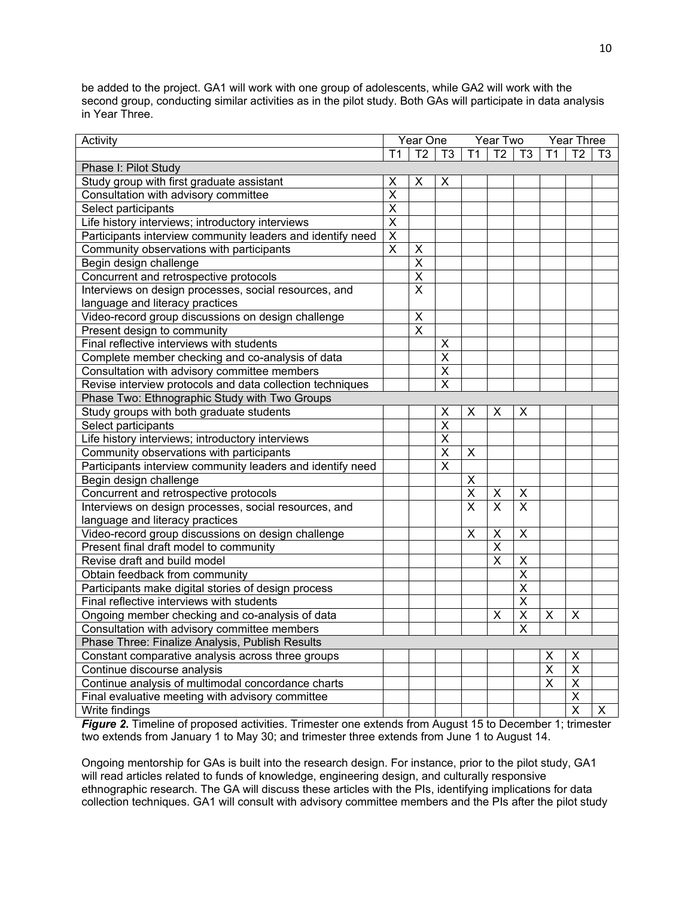be added to the project. GA1 will work with one group of adolescents, while GA2 will work with the second group, conducting similar activities as in the pilot study. Both GAs will participate in data analysis in Year Three.

| Activity | Year One | | | Year Two | | | Year Three | | |
|---|---|---|---|---|---|---|---|---|---|
| | T1 | T2 | T3 | T1 | T2 | T3 | T1 | T2 | T3 |
| Phase I: Pilot Study | | | | | | | | | |
| Study group with first graduate assistant | X | X | X | | | | | | |
| Consultation with advisory committee | X | | | | | | | | |
| Select participants | X | | | | | | | | |
| Life history interviews; introductory interviews | X | | | | | | | | |
| Participants interview community leaders and identify need | X | | | | | | | | |
| Community observations with participants | X | X | | | | | | | |
| Begin design challenge | | X | | | | | | | |
| Concurrent and retrospective protocols | | X | | | | | | | |
| Interviews on design processes, social resources, and language and literacy practices | | X | | | | | | | |
| Video-record group discussions on design challenge | | X | | | | | | | |
| Present design to community | | X | | | | | | | |
| Final reflective interviews with students | | | X | | | | | | |
| Complete member checking and co-analysis of data | | | X | | | | | | |
| Consultation with advisory committee members | | | X | | | | | | |
| Revise interview protocols and data collection techniques | | | X | | | | | | |
| Phase Two: Ethnographic Study with Two Groups | | | | | | | | | |
| Study groups with both graduate students | | | X | X | X | X | | | |
| Select participants | | | X | | | | | | |
| Life history interviews; introductory interviews | | | X | | | | | | |
| Community observations with participants | | | X | X | | | | | |
| Participants interview community leaders and identify need | | | X | | | | | | |
| Begin design challenge | | | | X | | | | | |
| Concurrent and retrospective protocols | | | | X | X | X | | | |
| Interviews on design processes, social resources, and language and literacy practices | | | | X | X | X | | | |
| Video-record group discussions on design challenge | | | | X | X | X | | | |
| Present final draft model to community | | | | | X | | | | |
| Revise draft and build model | | | | | X | X | | | |
| Obtain feedback from community | | | | | | X | | | |
| Participants make digital stories of design process | | | | | | X | | | |
| Final reflective interviews with students | | | | | | X | | | |
| Ongoing member checking and co-analysis of data | | | | | X | X | X | X | |
| Consultation with advisory committee members | | | | | | X | | | |
| Phase Three: Finalize Analysis, Publish Results | | | | | | | | | |
| Constant comparative analysis across three groups | | | | | | | X | X | |
| Continue discourse analysis | | | | | | | X | X | |
| Continue analysis of multimodal concordance charts | | | | | | | X | X | |
| Final evaluative meeting with advisory committee | | | | | | | | X | |
| Write findings | | | | | | | | X | X |

***Figure 2.*** Timeline of proposed activities. Trimester one extends from August 15 to December 1; trimester two extends from January 1 to May 30; and trimester three extends from June 1 to August 14.

Ongoing mentorship for GAs is built into the research design. For instance, prior to the pilot study, GA1 will read articles related to funds of knowledge, engineering design, and culturally responsive ethnographic research. The GA will discuss these articles with the PIs, identifying implications for data collection techniques. GA1 will consult with advisory committee members and the PIs after the pilot study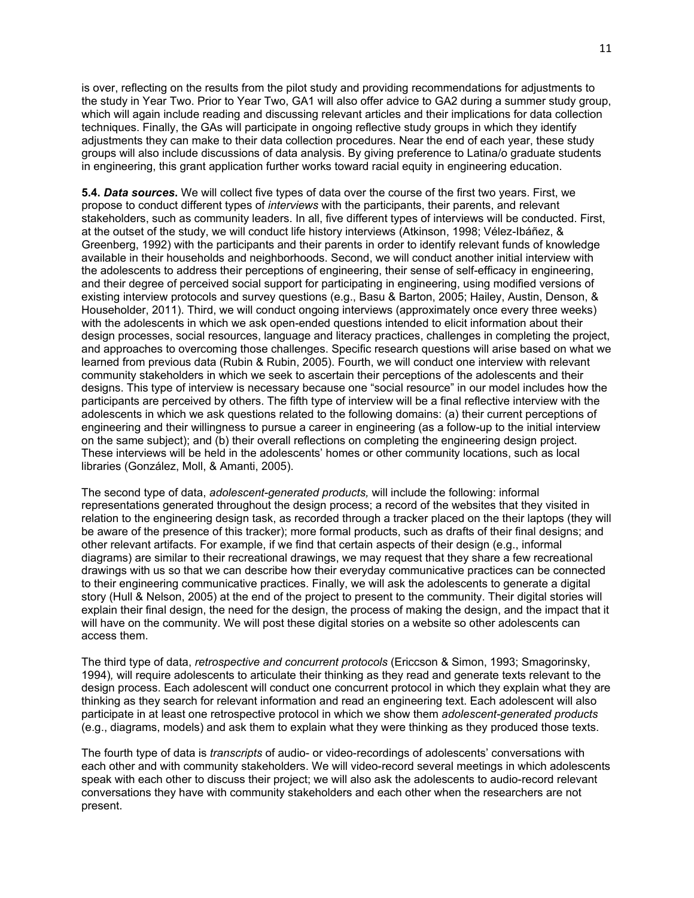is over, reflecting on the results from the pilot study and providing recommendations for adjustments to the study in Year Two. Prior to Year Two, GA1 will also offer advice to GA2 during a summer study group, which will again include reading and discussing relevant articles and their implications for data collection techniques. Finally, the GAs will participate in ongoing reflective study groups in which they identify adjustments they can make to their data collection procedures. Near the end of each year, these study groups will also include discussions of data analysis. By giving preference to Latina/o graduate students in engineering, this grant application further works toward racial equity in engineering education.

**5.4. *Data sources*.** We will collect five types of data over the course of the first two years. First, we propose to conduct different types of *interviews* with the participants, their parents, and relevant stakeholders, such as community leaders. In all, five different types of interviews will be conducted. First, at the outset of the study, we will conduct life history interviews (Atkinson, 1998; Vélez-Ibáñez, & Greenberg, 1992) with the participants and their parents in order to identify relevant funds of knowledge available in their households and neighborhoods. Second, we will conduct another initial interview with the adolescents to address their perceptions of engineering, their sense of self-efficacy in engineering, and their degree of perceived social support for participating in engineering, using modified versions of existing interview protocols and survey questions (e.g., Basu & Barton, 2005; Hailey, Austin, Denson, & Householder, 2011). Third, we will conduct ongoing interviews (approximately once every three weeks) with the adolescents in which we ask open-ended questions intended to elicit information about their design processes, social resources, language and literacy practices, challenges in completing the project, and approaches to overcoming those challenges. Specific research questions will arise based on what we learned from previous data (Rubin & Rubin, 2005). Fourth, we will conduct one interview with relevant community stakeholders in which we seek to ascertain their perceptions of the adolescents and their designs. This type of interview is necessary because one "social resource" in our model includes how the participants are perceived by others. The fifth type of interview will be a final reflective interview with the adolescents in which we ask questions related to the following domains: (a) their current perceptions of engineering and their willingness to pursue a career in engineering (as a follow-up to the initial interview on the same subject); and (b) their overall reflections on completing the engineering design project. These interviews will be held in the adolescents' homes or other community locations, such as local libraries (González, Moll, & Amanti, 2005).

The second type of data, *adolescent-generated products,* will include the following: informal representations generated throughout the design process; a record of the websites that they visited in relation to the engineering design task, as recorded through a tracker placed on the their laptops (they will be aware of the presence of this tracker); more formal products, such as drafts of their final designs; and other relevant artifacts. For example, if we find that certain aspects of their design (e.g., informal diagrams) are similar to their recreational drawings, we may request that they share a few recreational drawings with us so that we can describe how their everyday communicative practices can be connected to their engineering communicative practices. Finally, we will ask the adolescents to generate a digital story (Hull & Nelson, 2005) at the end of the project to present to the community. Their digital stories will explain their final design, the need for the design, the process of making the design, and the impact that it will have on the community. We will post these digital stories on a website so other adolescents can access them.

The third type of data, *retrospective and concurrent protocols* (Ericcson & Simon, 1993; Smagorinsky, 1994), will require adolescents to articulate their thinking as they read and generate texts relevant to the design process. Each adolescent will conduct one concurrent protocol in which they explain what they are thinking as they search for relevant information and read an engineering text. Each adolescent will also participate in at least one retrospective protocol in which we show them *adolescent-generated products* (e.g., diagrams, models) and ask them to explain what they were thinking as they produced those texts.

The fourth type of data is *transcripts* of audio- or video-recordings of adolescents' conversations with each other and with community stakeholders. We will video-record several meetings in which adolescents speak with each other to discuss their project; we will also ask the adolescents to audio-record relevant conversations they have with community stakeholders and each other when the researchers are not present.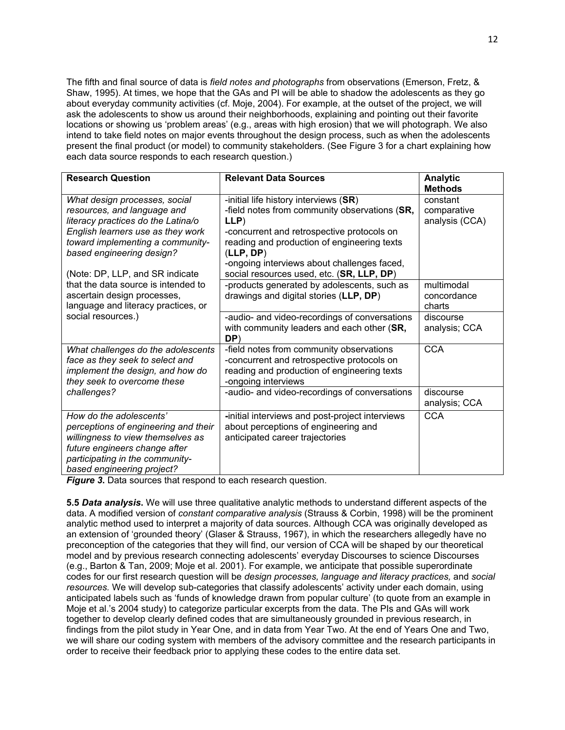The fifth and final source of data is *field notes and photographs* from observations (Emerson, Fretz, & Shaw, 1995). At times, we hope that the GAs and PI will be able to shadow the adolescents as they go about everyday community activities (cf. Moje, 2004). For example, at the outset of the project, we will ask the adolescents to show us around their neighborhoods, explaining and pointing out their favorite locations or showing us 'problem areas' (e.g., areas with high erosion) that we will photograph. We also intend to take field notes on major events throughout the design process, such as when the adolescents present the final product (or model) to community stakeholders. (See Figure 3 for a chart explaining how each data source responds to each research question.)

| Research Question | Relevant Data Sources | Analytic Methods |
|---|---|---|
| *What design processes, social resources, and language and literacy practices do the Latina/o English learners use as they work toward implementing a community-based engineering design?*<br><br>(Note: DP, LLP, and SR indicate that the data source is intended to ascertain design processes, language and literacy practices, or social resources.) | -initial life history interviews (**SR**)<br>-field notes from community observations (**SR, LLP**)<br>-concurrent and retrospective protocols on reading and production of engineering texts (**LLP, DP**)<br>-ongoing interviews about challenges faced, social resources used, etc. (**SR, LLP, DP**) | constant comparative analysis (CCA) |
| | -products generated by adolescents, such as drawings and digital stories (**LLP, DP**) | multimodal concordance charts |
| | -audio- and video-recordings of conversations with community leaders and each other (**SR, DP**) | discourse analysis; CCA |
| *What challenges do the adolescents face as they seek to select and implement the design, and how do they seek to overcome these challenges?* | -field notes from community observations<br>-concurrent and retrospective protocols on reading and production of engineering texts<br>-ongoing interviews | CCA |
| | -audio- and video-recordings of conversations | discourse analysis; CCA |
| *How do the adolescents' perceptions of engineering and their willingness to view themselves as future engineers change after participating in the community-based engineering project?* | -initial interviews and post-project interviews about perceptions of engineering and anticipated career trajectories | CCA |

***Figure 3.*** Data sources that respond to each research question.

**5.5 *Data analysis*.** We will use three qualitative analytic methods to understand different aspects of the data. A modified version of *constant comparative analysis* (Strauss & Corbin, 1998) will be the prominent analytic method used to interpret a majority of data sources. Although CCA was originally developed as an extension of 'grounded theory' (Glaser & Strauss, 1967), in which the researchers allegedly have no preconception of the categories that they will find, our version of CCA will be shaped by our theoretical model and by previous research connecting adolescents' everyday Discourses to science Discourses (e.g., Barton & Tan, 2009; Moje et al. 2001). For example, we anticipate that possible superordinate codes for our first research question will be *design processes, language and literacy practices,* and *social resources.* We will develop sub-categories that classify adolescents' activity under each domain, using anticipated labels such as 'funds of knowledge drawn from popular culture' (to quote from an example in Moje et al.'s 2004 study) to categorize particular excerpts from the data. The PIs and GAs will work together to develop clearly defined codes that are simultaneously grounded in previous research, in findings from the pilot study in Year One, and in data from Year Two. At the end of Years One and Two, we will share our coding system with members of the advisory committee and the research participants in order to receive their feedback prior to applying these codes to the entire data set.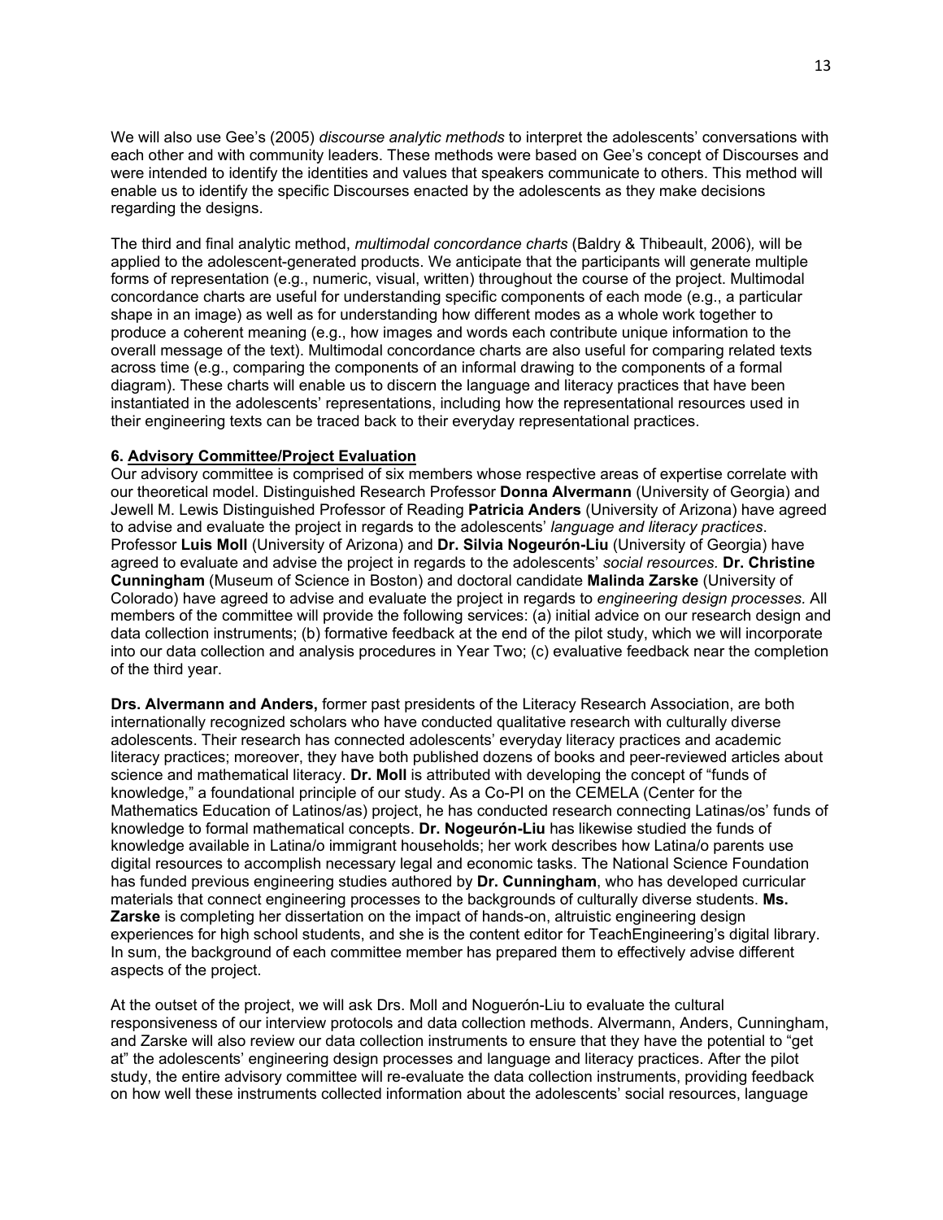We will also use Gee's (2005) *discourse analytic methods* to interpret the adolescents' conversations with each other and with community leaders. These methods were based on Gee's concept of Discourses and were intended to identify the identities and values that speakers communicate to others. This method will enable us to identify the specific Discourses enacted by the adolescents as they make decisions regarding the designs.

The third and final analytic method, *multimodal concordance charts* (Baldry & Thibeault, 2006), will be applied to the adolescent-generated products. We anticipate that the participants will generate multiple forms of representation (e.g., numeric, visual, written) throughout the course of the project. Multimodal concordance charts are useful for understanding specific components of each mode (e.g., a particular shape in an image) as well as for understanding how different modes as a whole work together to produce a coherent meaning (e.g., how images and words each contribute unique information to the overall message of the text). Multimodal concordance charts are also useful for comparing related texts across time (e.g., comparing the components of an informal drawing to the components of a formal diagram). These charts will enable us to discern the language and literacy practices that have been instantiated in the adolescents' representations, including how the representational resources used in their engineering texts can be traced back to their everyday representational practices.

**6. Advisory Committee/Project Evaluation**

Our advisory committee is comprised of six members whose respective areas of expertise correlate with our theoretical model. Distinguished Research Professor **Donna Alvermann** (University of Georgia) and Jewell M. Lewis Distinguished Professor of Reading **Patricia Anders** (University of Arizona) have agreed to advise and evaluate the project in regards to the adolescents' *language and literacy practices*. Professor **Luis Moll** (University of Arizona) and **Dr. Silvia Nogeurón-Liu** (University of Georgia) have agreed to evaluate and advise the project in regards to the adolescents' *social resources.* **Dr. Christine Cunningham** (Museum of Science in Boston) and doctoral candidate **Malinda Zarske** (University of Colorado) have agreed to advise and evaluate the project in regards to *engineering design processes.* All members of the committee will provide the following services: (a) initial advice on our research design and data collection instruments; (b) formative feedback at the end of the pilot study, which we will incorporate into our data collection and analysis procedures in Year Two; (c) evaluative feedback near the completion of the third year.

**Drs. Alvermann and Anders,** former past presidents of the Literacy Research Association, are both internationally recognized scholars who have conducted qualitative research with culturally diverse adolescents. Their research has connected adolescents' everyday literacy practices and academic literacy practices; moreover, they have both published dozens of books and peer-reviewed articles about science and mathematical literacy. **Dr. Moll** is attributed with developing the concept of "funds of knowledge," a foundational principle of our study. As a Co-PI on the CEMELA (Center for the Mathematics Education of Latinos/as) project, he has conducted research connecting Latinas/os' funds of knowledge to formal mathematical concepts. **Dr. Nogeurón-Liu** has likewise studied the funds of knowledge available in Latina/o immigrant households; her work describes how Latina/o parents use digital resources to accomplish necessary legal and economic tasks. The National Science Foundation has funded previous engineering studies authored by **Dr. Cunningham**, who has developed curricular materials that connect engineering processes to the backgrounds of culturally diverse students. **Ms. Zarske** is completing her dissertation on the impact of hands-on, altruistic engineering design experiences for high school students, and she is the content editor for TeachEngineering's digital library. In sum, the background of each committee member has prepared them to effectively advise different aspects of the project.

At the outset of the project, we will ask Drs. Moll and Noguerón-Liu to evaluate the cultural responsiveness of our interview protocols and data collection methods. Alvermann, Anders, Cunningham, and Zarske will also review our data collection instruments to ensure that they have the potential to "get at" the adolescents' engineering design processes and language and literacy practices. After the pilot study, the entire advisory committee will re-evaluate the data collection instruments, providing feedback on how well these instruments collected information about the adolescents' social resources, language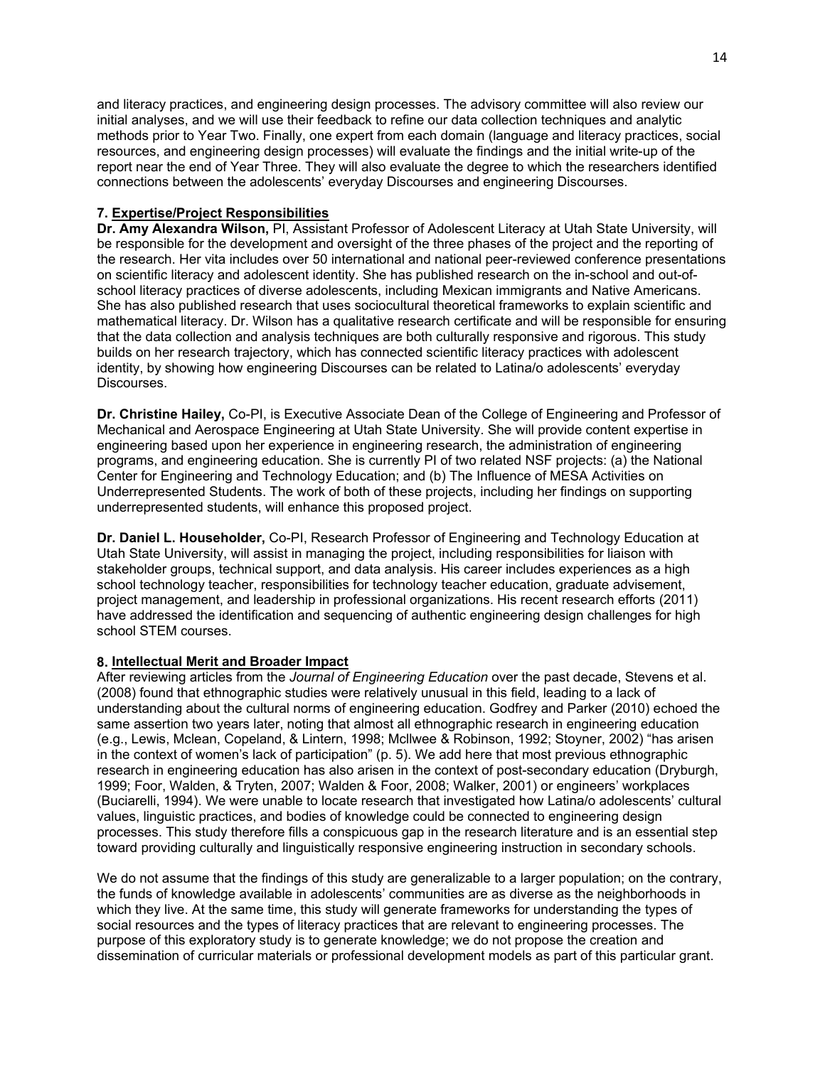and literacy practices, and engineering design processes. The advisory committee will also review our initial analyses, and we will use their feedback to refine our data collection techniques and analytic methods prior to Year Two. Finally, one expert from each domain (language and literacy practices, social resources, and engineering design processes) will evaluate the findings and the initial write-up of the report near the end of Year Three. They will also evaluate the degree to which the researchers identified connections between the adolescents' everyday Discourses and engineering Discourses.

## 7. Expertise/Project Responsibilities

**Dr. Amy Alexandra Wilson,** PI, Assistant Professor of Adolescent Literacy at Utah State University, will be responsible for the development and oversight of the three phases of the project and the reporting of the research. Her vita includes over 50 international and national peer-reviewed conference presentations on scientific literacy and adolescent identity. She has published research on the in-school and out-of-school literacy practices of diverse adolescents, including Mexican immigrants and Native Americans. She has also published research that uses sociocultural theoretical frameworks to explain scientific and mathematical literacy. Dr. Wilson has a qualitative research certificate and will be responsible for ensuring that the data collection and analysis techniques are both culturally responsive and rigorous. This study builds on her research trajectory, which has connected scientific literacy practices with adolescent identity, by showing how engineering Discourses can be related to Latina/o adolescents' everyday Discourses.

**Dr. Christine Hailey,** Co-PI, is Executive Associate Dean of the College of Engineering and Professor of Mechanical and Aerospace Engineering at Utah State University. She will provide content expertise in engineering based upon her experience in engineering research, the administration of engineering programs, and engineering education. She is currently PI of two related NSF projects: (a) the National Center for Engineering and Technology Education; and (b) The Influence of MESA Activities on Underrepresented Students. The work of both of these projects, including her findings on supporting underrepresented students, will enhance this proposed project.

**Dr. Daniel L. Householder,** Co-PI, Research Professor of Engineering and Technology Education at Utah State University, will assist in managing the project, including responsibilities for liaison with stakeholder groups, technical support, and data analysis. His career includes experiences as a high school technology teacher, responsibilities for technology teacher education, graduate advisement, project management, and leadership in professional organizations. His recent research efforts (2011) have addressed the identification and sequencing of authentic engineering design challenges for high school STEM courses.

## 8. Intellectual Merit and Broader Impact

After reviewing articles from the *Journal of Engineering Education* over the past decade, Stevens et al. (2008) found that ethnographic studies were relatively unusual in this field, leading to a lack of understanding about the cultural norms of engineering education. Godfrey and Parker (2010) echoed the same assertion two years later, noting that almost all ethnographic research in engineering education (e.g., Lewis, Mclean, Copeland, & Lintern, 1998; McIlwee & Robinson, 1992; Stoyner, 2002) "has arisen in the context of women's lack of participation" (p. 5). We add here that most previous ethnographic research in engineering education has also arisen in the context of post-secondary education (Dryburgh, 1999; Foor, Walden, & Tryten, 2007; Walden & Foor, 2008; Walker, 2001) or engineers' workplaces (Buciarelli, 1994). We were unable to locate research that investigated how Latina/o adolescents' cultural values, linguistic practices, and bodies of knowledge could be connected to engineering design processes. This study therefore fills a conspicuous gap in the research literature and is an essential step toward providing culturally and linguistically responsive engineering instruction in secondary schools.

We do not assume that the findings of this study are generalizable to a larger population; on the contrary, the funds of knowledge available in adolescents' communities are as diverse as the neighborhoods in which they live. At the same time, this study will generate frameworks for understanding the types of social resources and the types of literacy practices that are relevant to engineering processes. The purpose of this exploratory study is to generate knowledge; we do not propose the creation and dissemination of curricular materials or professional development models as part of this particular grant.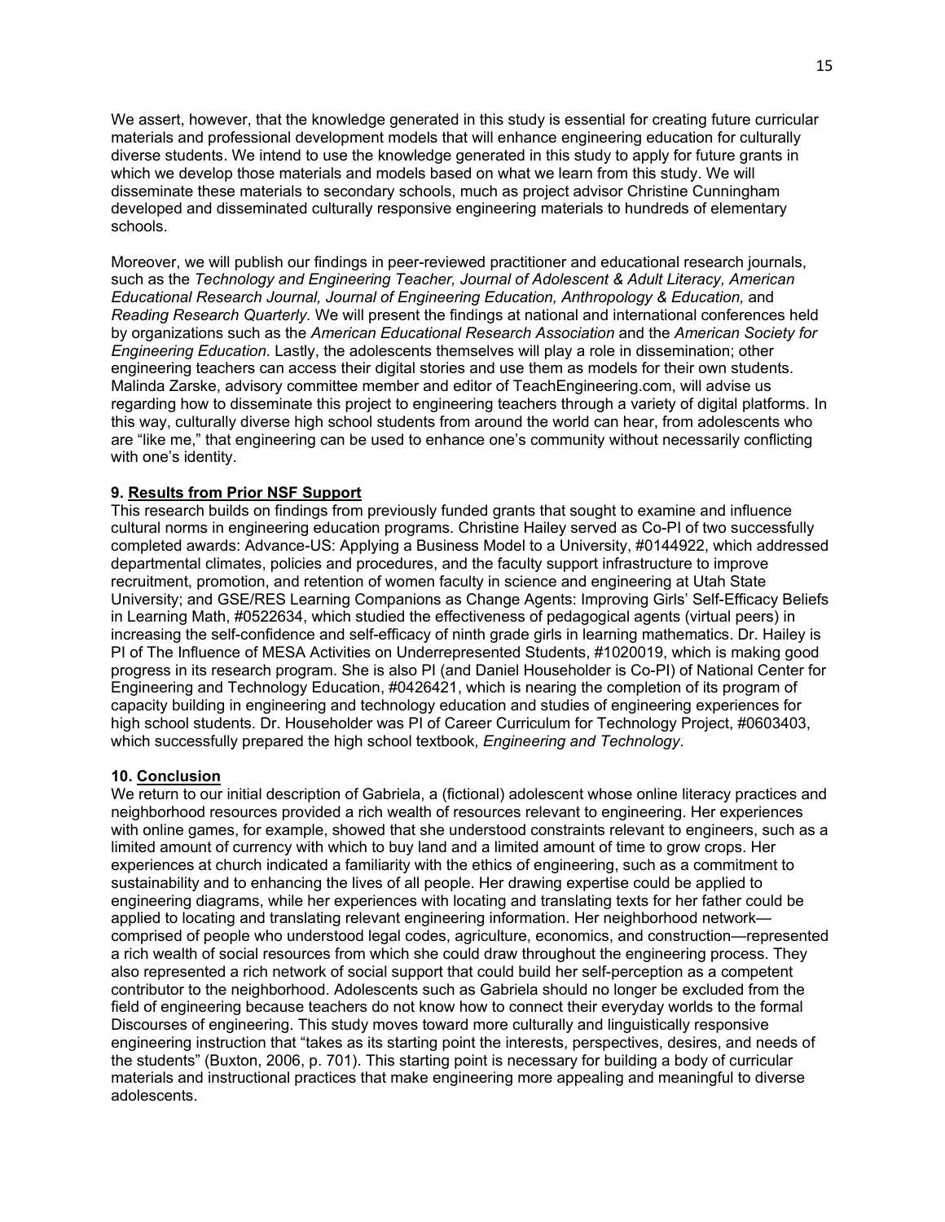We assert, however, that the knowledge generated in this study is essential for creating future curricular materials and professional development models that will enhance engineering education for culturally diverse students. We intend to use the knowledge generated in this study to apply for future grants in which we develop those materials and models based on what we learn from this study. We will disseminate these materials to secondary schools, much as project advisor Christine Cunningham developed and disseminated culturally responsive engineering materials to hundreds of elementary schools.

Moreover, we will publish our findings in peer-reviewed practitioner and educational research journals, such as the *Technology and Engineering Teacher, Journal of Adolescent & Adult Literacy, American Educational Research Journal, Journal of Engineering Education, Anthropology & Education,* and *Reading Research Quarterly.* We will present the findings at national and international conferences held by organizations such as the *American Educational Research Association* and the *American Society for Engineering Education.* Lastly, the adolescents themselves will play a role in dissemination; other engineering teachers can access their digital stories and use them as models for their own students. Malinda Zarske, advisory committee member and editor of TeachEngineering.com, will advise us regarding how to disseminate this project to engineering teachers through a variety of digital platforms. In this way, culturally diverse high school students from around the world can hear, from adolescents who are "like me," that engineering can be used to enhance one's community without necessarily conflicting with one's identity.

## 9. Results from Prior NSF Support

This research builds on findings from previously funded grants that sought to examine and influence cultural norms in engineering education programs. Christine Hailey served as Co-PI of two successfully completed awards: Advance-US: Applying a Business Model to a University, #0144922, which addressed departmental climates, policies and procedures, and the faculty support infrastructure to improve recruitment, promotion, and retention of women faculty in science and engineering at Utah State University; and GSE/RES Learning Companions as Change Agents: Improving Girls' Self-Efficacy Beliefs in Learning Math, #0522634, which studied the effectiveness of pedagogical agents (virtual peers) in increasing the self-confidence and self-efficacy of ninth grade girls in learning mathematics. Dr. Hailey is PI of The Influence of MESA Activities on Underrepresented Students, #1020019, which is making good progress in its research program. She is also PI (and Daniel Householder is Co-PI) of National Center for Engineering and Technology Education, #0426421, which is nearing the completion of its program of capacity building in engineering and technology education and studies of engineering experiences for high school students. Dr. Householder was PI of Career Curriculum for Technology Project, #0603403, which successfully prepared the high school textbook, *Engineering and Technology*.

## 10. Conclusion

We return to our initial description of Gabriela, a (fictional) adolescent whose online literacy practices and neighborhood resources provided a rich wealth of resources relevant to engineering. Her experiences with online games, for example, showed that she understood constraints relevant to engineers, such as a limited amount of currency with which to buy land and a limited amount of time to grow crops. Her experiences at church indicated a familiarity with the ethics of engineering, such as a commitment to sustainability and to enhancing the lives of all people. Her drawing expertise could be applied to engineering diagrams, while her experiences with locating and translating texts for her father could be applied to locating and translating relevant engineering information. Her neighborhood network—comprised of people who understood legal codes, agriculture, economics, and construction—represented a rich wealth of social resources from which she could draw throughout the engineering process. They also represented a rich network of social support that could build her self-perception as a competent contributor to the neighborhood. Adolescents such as Gabriela should no longer be excluded from the field of engineering because teachers do not know how to connect their everyday worlds to the formal Discourses of engineering. This study moves toward more culturally and linguistically responsive engineering instruction that "takes as its starting point the interests, perspectives, desires, and needs of the students" (Buxton, 2006, p. 701). This starting point is necessary for building a body of curricular materials and instructional practices that make engineering more appealing and meaningful to diverse adolescents.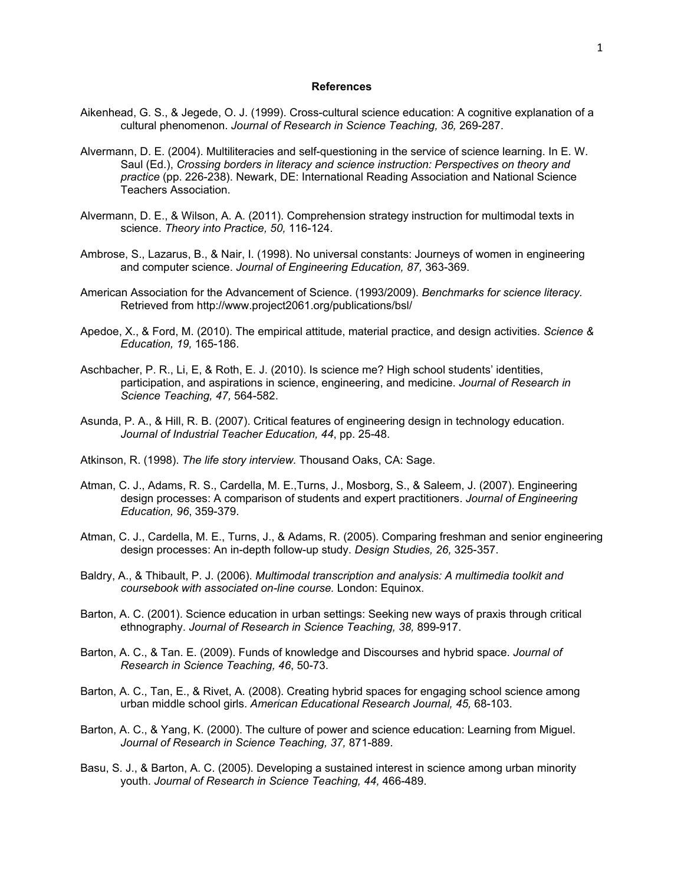## References

Aikenhead, G. S., & Jegede, O. J. (1999). Cross-cultural science education: A cognitive explanation of a cultural phenomenon. *Journal of Research in Science Teaching, 36,* 269-287.

Alvermann, D. E. (2004). Multiliteracies and self-questioning in the service of science learning. In E. W. Saul (Ed.), *Crossing borders in literacy and science instruction: Perspectives on theory and practice* (pp. 226-238). Newark, DE: International Reading Association and National Science Teachers Association.

Alvermann, D. E., & Wilson, A. A. (2011). Comprehension strategy instruction for multimodal texts in science. *Theory into Practice, 50,* 116-124.

Ambrose, S., Lazarus, B., & Nair, I. (1998). No universal constants: Journeys of women in engineering and computer science. *Journal of Engineering Education, 87,* 363-369.

American Association for the Advancement of Science. (1993/2009). *Benchmarks for science literacy.* Retrieved from http://www.project2061.org/publications/bsl/

Apedoe, X., & Ford, M. (2010). The empirical attitude, material practice, and design activities. *Science & Education, 19,* 165-186.

Aschbacher, P. R., Li, E, & Roth, E. J. (2010). Is science me? High school students' identities, participation, and aspirations in science, engineering, and medicine. *Journal of Research in Science Teaching, 47,* 564-582.

Asunda, P. A., & Hill, R. B. (2007). Critical features of engineering design in technology education. *Journal of Industrial Teacher Education, 44*, pp. 25-48.

Atkinson, R. (1998). *The life story interview.* Thousand Oaks, CA: Sage.

Atman, C. J., Adams, R. S., Cardella, M. E.,Turns, J., Mosborg, S., & Saleem, J. (2007). Engineering design processes: A comparison of students and expert practitioners. *Journal of Engineering Education, 96*, 359-379.

Atman, C. J., Cardella, M. E., Turns, J., & Adams, R. (2005). Comparing freshman and senior engineering design processes: An in-depth follow-up study. *Design Studies, 26,* 325-357.

Baldry, A., & Thibault, P. J. (2006). *Multimodal transcription and analysis: A multimedia toolkit and coursebook with associated on-line course.* London: Equinox.

Barton, A. C. (2001). Science education in urban settings: Seeking new ways of praxis through critical ethnography. *Journal of Research in Science Teaching, 38,* 899-917.

Barton, A. C., & Tan. E. (2009). Funds of knowledge and Discourses and hybrid space. *Journal of Research in Science Teaching, 46*, 50-73.

Barton, A. C., Tan, E., & Rivet, A. (2008). Creating hybrid spaces for engaging school science among urban middle school girls. *American Educational Research Journal, 45,* 68-103.

Barton, A. C., & Yang, K. (2000). The culture of power and science education: Learning from Miguel. *Journal of Research in Science Teaching, 37,* 871-889.

Basu, S. J., & Barton, A. C. (2005). Developing a sustained interest in science among urban minority youth. *Journal of Research in Science Teaching, 44,* 466-489.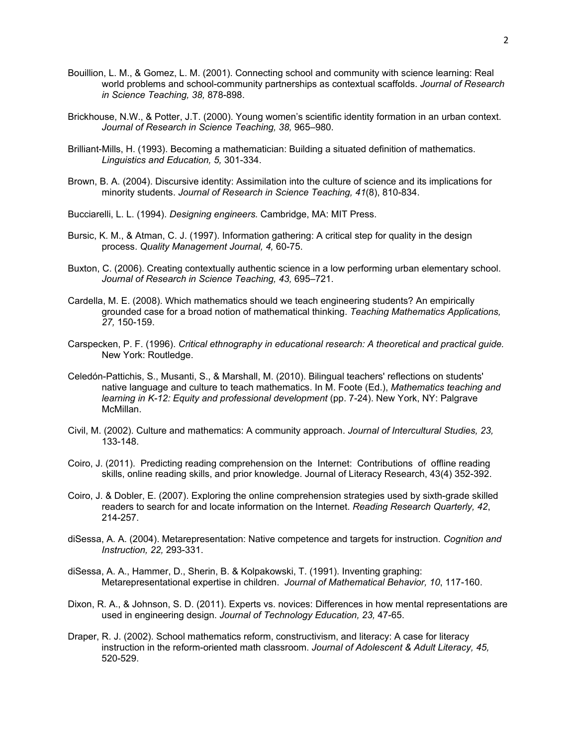Bouillion, L. M., & Gomez, L. M. (2001). Connecting school and community with science learning: Real world problems and school-community partnerships as contextual scaffolds. *Journal of Research in Science Teaching, 38,* 878-898.

Brickhouse, N.W., & Potter, J.T. (2000). Young women's scientific identity formation in an urban context. *Journal of Research in Science Teaching, 38,* 965–980.

Brilliant-Mills, H. (1993). Becoming a mathematician: Building a situated definition of mathematics. *Linguistics and Education, 5,* 301-334.

Brown, B. A. (2004). Discursive identity: Assimilation into the culture of science and its implications for minority students. *Journal of Research in Science Teaching, 41*(8), 810-834.

Bucciarelli, L. L. (1994). *Designing engineers.* Cambridge, MA: MIT Press.

Bursic, K. M., & Atman, C. J. (1997). Information gathering: A critical step for quality in the design process. *Quality Management Journal, 4,* 60-75.

Buxton, C. (2006). Creating contextually authentic science in a low performing urban elementary school. *Journal of Research in Science Teaching, 43,* 695–721.

Cardella, M. E. (2008). Which mathematics should we teach engineering students? An empirically grounded case for a broad notion of mathematical thinking. *Teaching Mathematics Applications, 27,* 150-159.

Carspecken, P. F. (1996). *Critical ethnography in educational research: A theoretical and practical guide.* New York: Routledge.

Celedón-Pattichis, S., Musanti, S., & Marshall, M. (2010). Bilingual teachers' reflections on students' native language and culture to teach mathematics. In M. Foote (Ed.), *Mathematics teaching and learning in K-12: Equity and professional development* (pp. 7-24). New York, NY: Palgrave McMillan.

Civil, M. (2002). Culture and mathematics: A community approach. *Journal of Intercultural Studies, 23,* 133-148.

Coiro, J. (2011). Predicting reading comprehension on the Internet: Contributions of offline reading skills, online reading skills, and prior knowledge. Journal of Literacy Research, 43(4) 352-392.

Coiro, J. & Dobler, E. (2007). Exploring the online comprehension strategies used by sixth-grade skilled readers to search for and locate information on the Internet. *Reading Research Quarterly, 42*, 214-257.

diSessa, A. A. (2004). Metarepresentation: Native competence and targets for instruction. *Cognition and Instruction, 22,* 293-331.

diSessa, A. A., Hammer, D., Sherin, B. & Kolpakowski, T. (1991). Inventing graphing: Metarepresentational expertise in children. *Journal of Mathematical Behavior, 10*, 117-160.

Dixon, R. A., & Johnson, S. D. (2011). Experts vs. novices: Differences in how mental representations are used in engineering design. *Journal of Technology Education, 23,* 47-65.

Draper, R. J. (2002). School mathematics reform, constructivism, and literacy: A case for literacy instruction in the reform-oriented math classroom. *Journal of Adolescent & Adult Literacy, 45,* 520-529.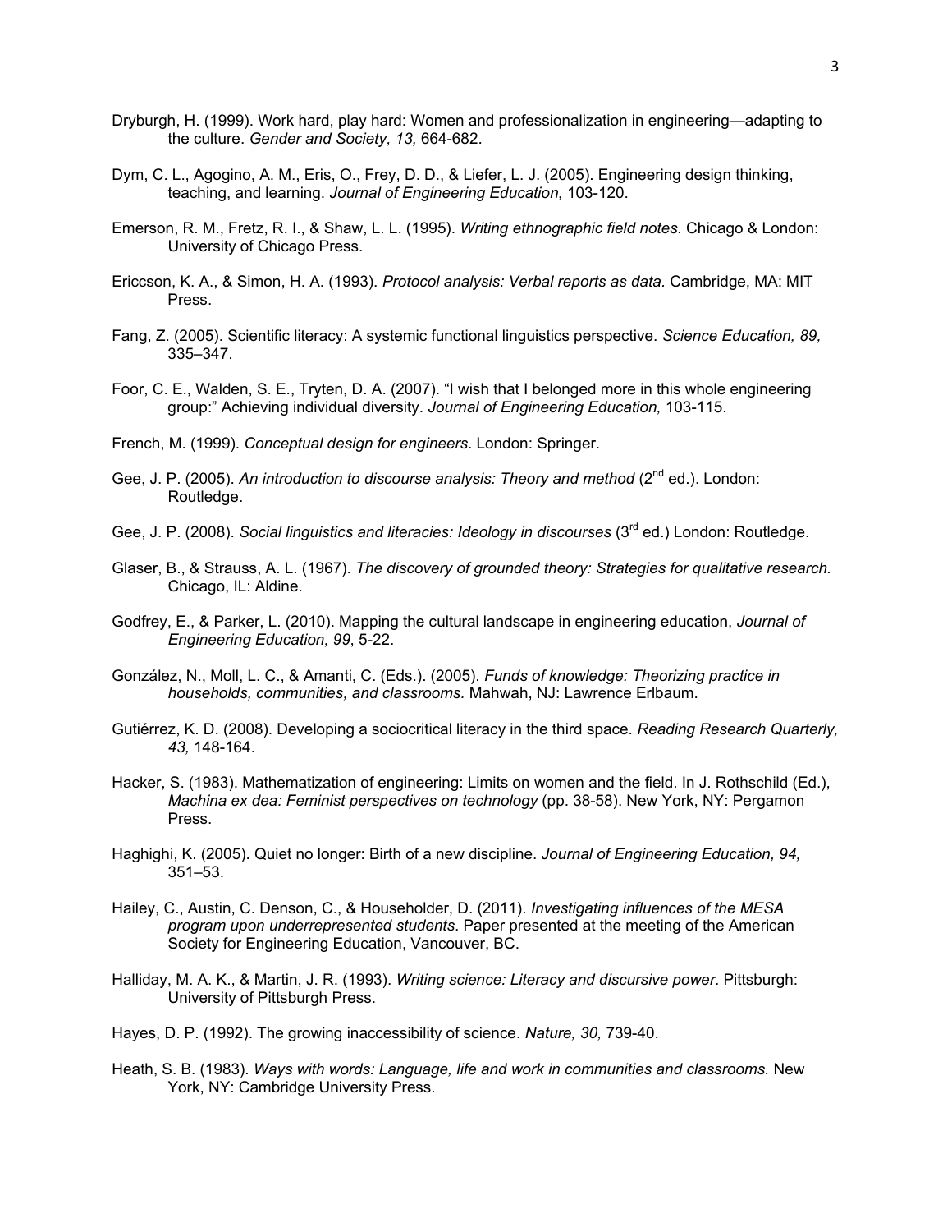Dryburgh, H. (1999). Work hard, play hard: Women and professionalization in engineering—adapting to the culture. *Gender and Society, 13,* 664-682.

Dym, C. L., Agogino, A. M., Eris, O., Frey, D. D., & Liefer, L. J. (2005). Engineering design thinking, teaching, and learning. *Journal of Engineering Education,* 103-120.

Emerson, R. M., Fretz, R. I., & Shaw, L. L. (1995). *Writing ethnographic field notes*. Chicago & London: University of Chicago Press.

Ericcson, K. A., & Simon, H. A. (1993). *Protocol analysis: Verbal reports as data*. Cambridge, MA: MIT Press.

Fang, Z. (2005). Scientific literacy: A systemic functional linguistics perspective. *Science Education, 89,* 335–347.

Foor, C. E., Walden, S. E., Tryten, D. A. (2007). "I wish that I belonged more in this whole engineering group:" Achieving individual diversity. *Journal of Engineering Education,* 103-115.

French, M. (1999). *Conceptual design for engineers*. London: Springer.

Gee, J. P. (2005). *An introduction to discourse analysis: Theory and method* (2nd ed.). London: Routledge.

Gee, J. P. (2008). *Social linguistics and literacies: Ideology in discourses* (3rd ed.) London: Routledge.

Glaser, B., & Strauss, A. L. (1967). *The discovery of grounded theory: Strategies for qualitative research.* Chicago, IL: Aldine.

Godfrey, E., & Parker, L. (2010). Mapping the cultural landscape in engineering education, *Journal of Engineering Education, 99*, 5-22.

González, N., Moll, L. C., & Amanti, C. (Eds.). (2005). *Funds of knowledge: Theorizing practice in households, communities, and classrooms.* Mahwah, NJ: Lawrence Erlbaum.

Gutiérrez, K. D. (2008). Developing a sociocritical literacy in the third space. *Reading Research Quarterly, 43,* 148-164.

Hacker, S. (1983). Mathematization of engineering: Limits on women and the field. In J. Rothschild (Ed.), *Machina ex dea: Feminist perspectives on technology* (pp. 38-58). New York, NY: Pergamon Press.

Haghighi, K. (2005). Quiet no longer: Birth of a new discipline. *Journal of Engineering Education, 94,* 351–53.

Hailey, C., Austin, C. Denson, C., & Householder, D. (2011). *Investigating influences of the MESA program upon underrepresented students*. Paper presented at the meeting of the American Society for Engineering Education, Vancouver, BC.

Halliday, M. A. K., & Martin, J. R. (1993). *Writing science: Literacy and discursive power*. Pittsburgh: University of Pittsburgh Press.

Hayes, D. P. (1992). The growing inaccessibility of science. *Nature, 30,* 739-40.

Heath, S. B. (1983). *Ways with words: Language, life and work in communities and classrooms.* New York, NY: Cambridge University Press.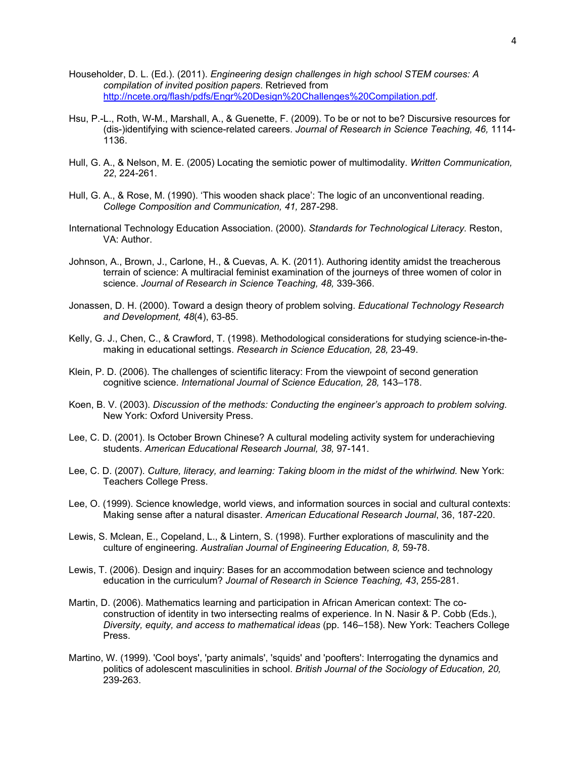Householder, D. L. (Ed.). (2011). *Engineering design challenges in high school STEM courses: A compilation of invited position papers*. Retrieved from http://ncete.org/flash/pdfs/Engr%20Design%20Challenges%20Compilation.pdf.

Hsu, P.-L., Roth, W-M., Marshall, A., & Guenette, F. (2009). To be or not to be? Discursive resources for (dis-)identifying with science-related careers. *Journal of Research in Science Teaching, 46,* 1114-1136.

Hull, G. A., & Nelson, M. E. (2005) Locating the semiotic power of multimodality. *Written Communication, 22*, 224-261.

Hull, G. A., & Rose, M. (1990). 'This wooden shack place': The logic of an unconventional reading. *College Composition and Communication, 41,* 287-298.

International Technology Education Association. (2000). *Standards for Technological Literacy.* Reston, VA: Author.

Johnson, A., Brown, J., Carlone, H., & Cuevas, A. K. (2011). Authoring identity amidst the treacherous terrain of science: A multiracial feminist examination of the journeys of three women of color in science. *Journal of Research in Science Teaching, 48,* 339-366.

Jonassen, D. H. (2000). Toward a design theory of problem solving. *Educational Technology Research and Development, 48*(4), 63-85.

Kelly, G. J., Chen, C., & Crawford, T. (1998). Methodological considerations for studying science-in-the-making in educational settings. *Research in Science Education, 28,* 23-49.

Klein, P. D. (2006). The challenges of scientific literacy: From the viewpoint of second generation cognitive science. *International Journal of Science Education, 28,* 143–178.

Koen, B. V. (2003). *Discussion of the methods: Conducting the engineer's approach to problem solving.* New York: Oxford University Press.

Lee, C. D. (2001). Is October Brown Chinese? A cultural modeling activity system for underachieving students. *American Educational Research Journal, 38,* 97-141.

Lee, C. D. (2007). *Culture, literacy, and learning: Taking bloom in the midst of the whirlwind.* New York: Teachers College Press.

Lee, O. (1999). Science knowledge, world views, and information sources in social and cultural contexts: Making sense after a natural disaster. *American Educational Research Journal*, 36, 187-220.

Lewis, S. Mclean, E., Copeland, L., & Lintern, S. (1998). Further explorations of masculinity and the culture of engineering. *Australian Journal of Engineering Education, 8,* 59-78.

Lewis, T. (2006). Design and inquiry: Bases for an accommodation between science and technology education in the curriculum? *Journal of Research in Science Teaching, 43*, 255-281.

Martin, D. (2006). Mathematics learning and participation in African American context: The co-construction of identity in two intersecting realms of experience. In N. Nasir & P. Cobb (Eds.), *Diversity, equity, and access to mathematical ideas* (pp. 146–158). New York: Teachers College Press.

Martino, W. (1999). 'Cool boys', 'party animals', 'squids' and 'poofters': Interrogating the dynamics and politics of adolescent masculinities in school. *British Journal of the Sociology of Education, 20,* 239-263.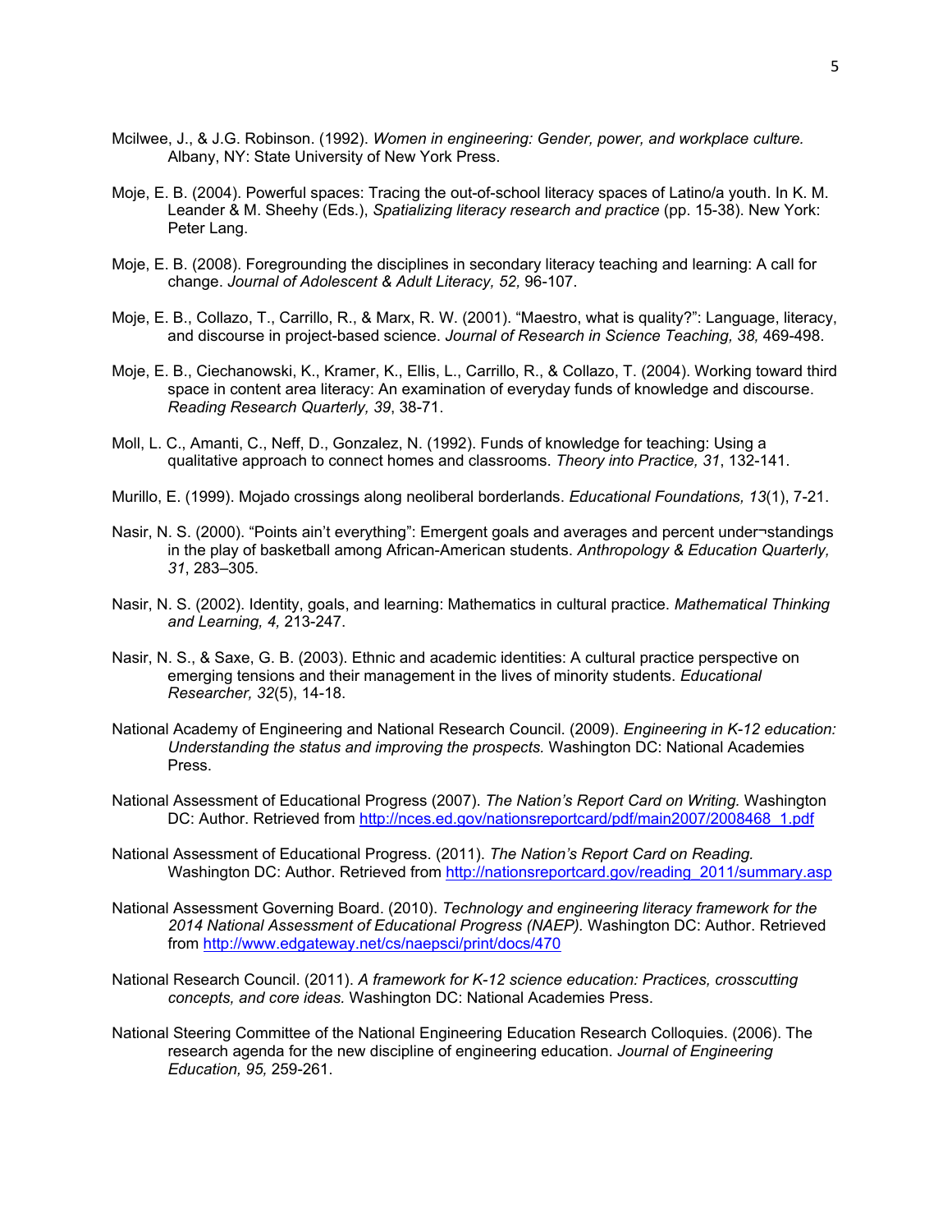Mcilwee, J., & J.G. Robinson. (1992). *Women in engineering: Gender, power, and workplace culture.* Albany, NY: State University of New York Press.

Moje, E. B. (2004). Powerful spaces: Tracing the out-of-school literacy spaces of Latino/a youth. In K. M. Leander & M. Sheehy (Eds.), *Spatializing literacy research and practice* (pp. 15-38). New York: Peter Lang.

Moje, E. B. (2008). Foregrounding the disciplines in secondary literacy teaching and learning: A call for change. *Journal of Adolescent & Adult Literacy, 52,* 96-107.

Moje, E. B., Collazo, T., Carrillo, R., & Marx, R. W. (2001). "Maestro, what is quality?": Language, literacy, and discourse in project-based science. *Journal of Research in Science Teaching, 38,* 469-498.

Moje, E. B., Ciechanowski, K., Kramer, K., Ellis, L., Carrillo, R., & Collazo, T. (2004). Working toward third space in content area literacy: An examination of everyday funds of knowledge and discourse. *Reading Research Quarterly, 39*, 38-71.

Moll, L. C., Amanti, C., Neff, D., Gonzalez, N. (1992). Funds of knowledge for teaching: Using a qualitative approach to connect homes and classrooms. *Theory into Practice, 31*, 132-141.

Murillo, E. (1999). Mojado crossings along neoliberal borderlands. *Educational Foundations, 13*(1), 7-21.

Nasir, N. S. (2000). "Points ain't everything": Emergent goals and averages and percent under¬standings in the play of basketball among African-American students. *Anthropology & Education Quarterly, 31*, 283–305.

Nasir, N. S. (2002). Identity, goals, and learning: Mathematics in cultural practice. *Mathematical Thinking and Learning, 4,* 213-247.

Nasir, N. S., & Saxe, G. B. (2003). Ethnic and academic identities: A cultural practice perspective on emerging tensions and their management in the lives of minority students. *Educational Researcher, 32*(5), 14-18.

National Academy of Engineering and National Research Council. (2009). *Engineering in K-12 education: Understanding the status and improving the prospects.* Washington DC: National Academies Press.

National Assessment of Educational Progress (2007). *The Nation's Report Card on Writing.* Washington DC: Author. Retrieved from http://nces.ed.gov/nationsreportcard/pdf/main2007/2008468_1.pdf

National Assessment of Educational Progress. (2011). *The Nation's Report Card on Reading.* Washington DC: Author. Retrieved from http://nationsreportcard.gov/reading_2011/summary.asp

National Assessment Governing Board. (2010). *Technology and engineering literacy framework for the 2014 National Assessment of Educational Progress (NAEP).* Washington DC: Author. Retrieved from http://www.edgateway.net/cs/naepsci/print/docs/470

National Research Council. (2011). *A framework for K-12 science education: Practices, crosscutting concepts, and core ideas.* Washington DC: National Academies Press.

National Steering Committee of the National Engineering Education Research Colloquies. (2006). The research agenda for the new discipline of engineering education. *Journal of Engineering Education, 95,* 259-261.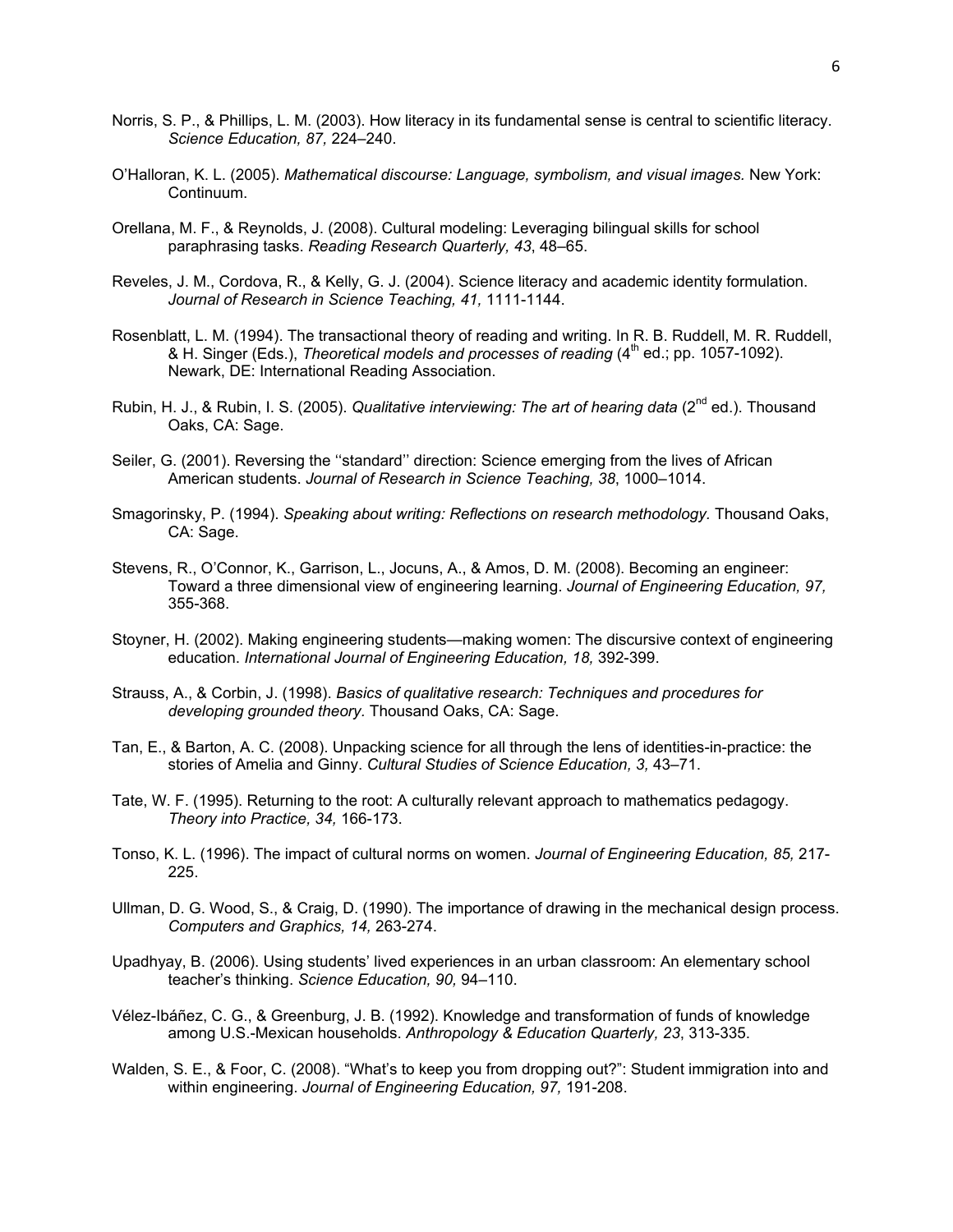Norris, S. P., & Phillips, L. M. (2003). How literacy in its fundamental sense is central to scientific literacy. *Science Education, 87,* 224–240.

O'Halloran, K. L. (2005). *Mathematical discourse: Language, symbolism, and visual images.* New York: Continuum.

Orellana, M. F., & Reynolds, J. (2008). Cultural modeling: Leveraging bilingual skills for school paraphrasing tasks. *Reading Research Quarterly, 43*, 48–65.

Reveles, J. M., Cordova, R., & Kelly, G. J. (2004). Science literacy and academic identity formulation. *Journal of Research in Science Teaching, 41,* 1111-1144.

Rosenblatt, L. M. (1994). The transactional theory of reading and writing. In R. B. Ruddell, M. R. Ruddell, & H. Singer (Eds.), *Theoretical models and processes of reading* (4th ed.; pp. 1057-1092). Newark, DE: International Reading Association.

Rubin, H. J., & Rubin, I. S. (2005). *Qualitative interviewing: The art of hearing data* (2nd ed.). Thousand Oaks, CA: Sage.

Seiler, G. (2001). Reversing the ''standard'' direction: Science emerging from the lives of African American students. *Journal of Research in Science Teaching, 38*, 1000–1014.

Smagorinsky, P. (1994). *Speaking about writing: Reflections on research methodology.* Thousand Oaks, CA: Sage.

Stevens, R., O'Connor, K., Garrison, L., Jocuns, A., & Amos, D. M. (2008). Becoming an engineer: Toward a three dimensional view of engineering learning. *Journal of Engineering Education, 97,* 355-368.

Stoyner, H. (2002). Making engineering students—making women: The discursive context of engineering education. *International Journal of Engineering Education, 18,* 392-399.

Strauss, A., & Corbin, J. (1998). *Basics of qualitative research: Techniques and procedures for developing grounded theory.* Thousand Oaks, CA: Sage.

Tan, E., & Barton, A. C. (2008). Unpacking science for all through the lens of identities-in-practice: the stories of Amelia and Ginny. *Cultural Studies of Science Education, 3,* 43–71.

Tate, W. F. (1995). Returning to the root: A culturally relevant approach to mathematics pedagogy. *Theory into Practice, 34,* 166-173.

Tonso, K. L. (1996). The impact of cultural norms on women. *Journal of Engineering Education, 85,* 217-225.

Ullman, D. G. Wood, S., & Craig, D. (1990). The importance of drawing in the mechanical design process. *Computers and Graphics, 14,* 263-274.

Upadhyay, B. (2006). Using students' lived experiences in an urban classroom: An elementary school teacher's thinking. *Science Education, 90,* 94–110.

Vélez-Ibáñez, C. G., & Greenburg, J. B. (1992). Knowledge and transformation of funds of knowledge among U.S.-Mexican households. *Anthropology & Education Quarterly, 23*, 313-335.

Walden, S. E., & Foor, C. (2008). "What's to keep you from dropping out?": Student immigration into and within engineering. *Journal of Engineering Education, 97,* 191-208.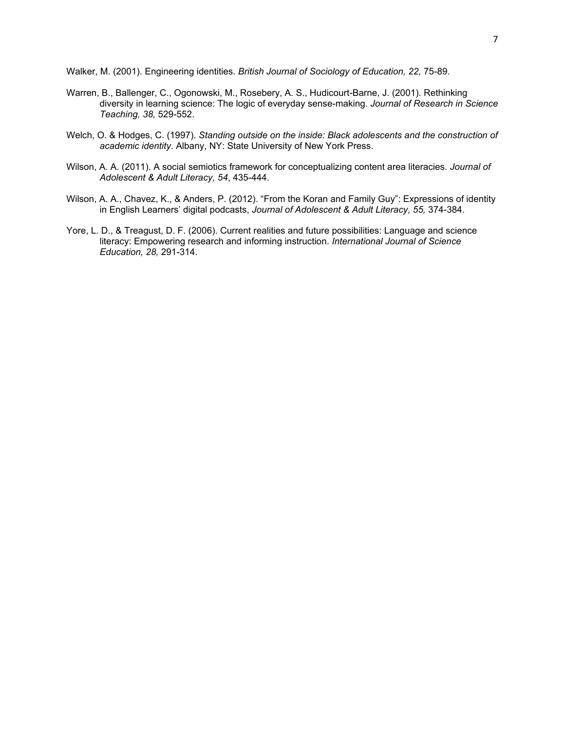Walker, M. (2001). Engineering identities. *British Journal of Sociology of Education, 22,* 75-89.

Warren, B., Ballenger, C., Ogonowski, M., Rosebery, A. S., Hudicourt-Barne, J. (2001). Rethinking diversity in learning science: The logic of everyday sense-making. *Journal of Research in Science Teaching, 38,* 529-552.

Welch, O. & Hodges, C. (1997). *Standing outside on the inside: Black adolescents and the construction of academic identity*. Albany, NY: State University of New York Press.

Wilson, A. A. (2011). A social semiotics framework for conceptualizing content area literacies. *Journal of Adolescent & Adult Literacy, 54*, 435-444.

Wilson, A. A., Chavez, K., & Anders, P. (2012). "From the Koran and Family Guy": Expressions of identity in English Learners' digital podcasts, *Journal of Adolescent & Adult Literacy, 55,* 374-384.

Yore, L. D., & Treagust, D. F. (2006). Current realities and future possibilities: Language and science literacy: Empowering research and informing instruction. *International Journal of Science Education, 28,* 291-314.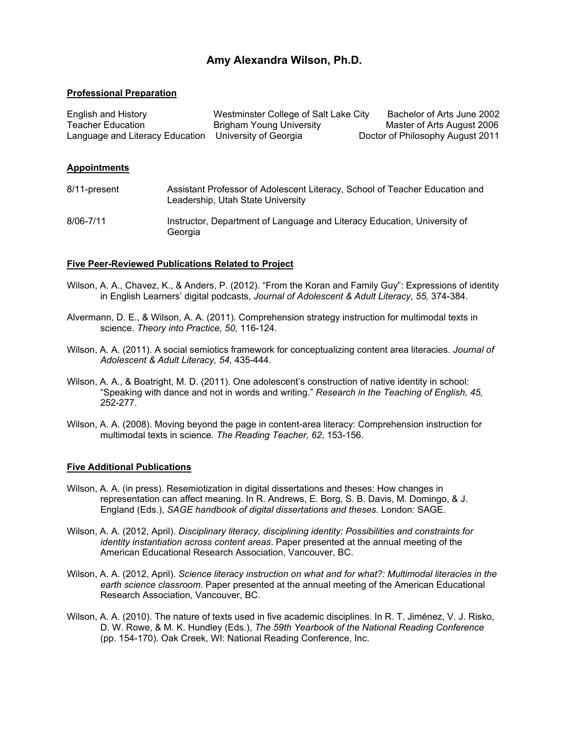# Amy Alexandra Wilson, Ph.D.

## Professional Preparation

| | | |
|---|---|---|
| English and History | Westminster College of Salt Lake City | Bachelor of Arts June 2002 |
| Teacher Education | Brigham Young University | Master of Arts August 2006 |
| Language and Literacy Education | University of Georgia | Doctor of Philosophy August 2011 |

## Appointments

8/11-present — Assistant Professor of Adolescent Literacy, School of Teacher Education and Leadership, Utah State University

8/06-7/11 — Instructor, Department of Language and Literacy Education, University of Georgia

## Five Peer-Reviewed Publications Related to Project

Wilson, A. A., Chavez, K., & Anders, P. (2012). "From the Koran and Family Guy": Expressions of identity in English Learners' digital podcasts, *Journal of Adolescent & Adult Literacy, 55,* 374-384.

Alvermann, D. E., & Wilson, A. A. (2011). Comprehension strategy instruction for multimodal texts in science. *Theory into Practice, 50,* 116-124.

Wilson, A. A. (2011). A social semiotics framework for conceptualizing content area literacies. *Journal of Adolescent & Adult Literacy, 54,* 435-444.

Wilson, A. A., & Boatright, M. D. (2011). One adolescent's construction of native identity in school: "Speaking with dance and not in words and writing." *Research in the Teaching of English, 45,* 252-277.

Wilson, A. A. (2008). Moving beyond the page in content-area literacy: Comprehension instruction for multimodal texts in science. *The Reading Teacher, 62*, 153-156.

## Five Additional Publications

Wilson, A. A. (in press). Resemiotization in digital dissertations and theses: How changes in representation can affect meaning. In R. Andrews, E. Borg, S. B. Davis, M. Domingo, & J. England (Eds.), *SAGE handbook of digital dissertations and theses*. London: SAGE.

Wilson, A. A. (2012, April). *Disciplinary literacy, disciplining identity: Possibilities and constraints for identity instantiation across content areas*. Paper presented at the annual meeting of the American Educational Research Association, Vancouver, BC.

Wilson, A. A. (2012, April). *Science literacy instruction on what and for what?: Multimodal literacies in the earth science classroom.* Paper presented at the annual meeting of the American Educational Research Association, Vancouver, BC.

Wilson, A. A. (2010). The nature of texts used in five academic disciplines. In R. T. Jiménez, V. J. Risko, D. W. Rowe, & M. K. Hundley (Eds.), *The 59th Yearbook of the National Reading Conference* (pp. 154-170). Oak Creek, WI: National Reading Conference, Inc.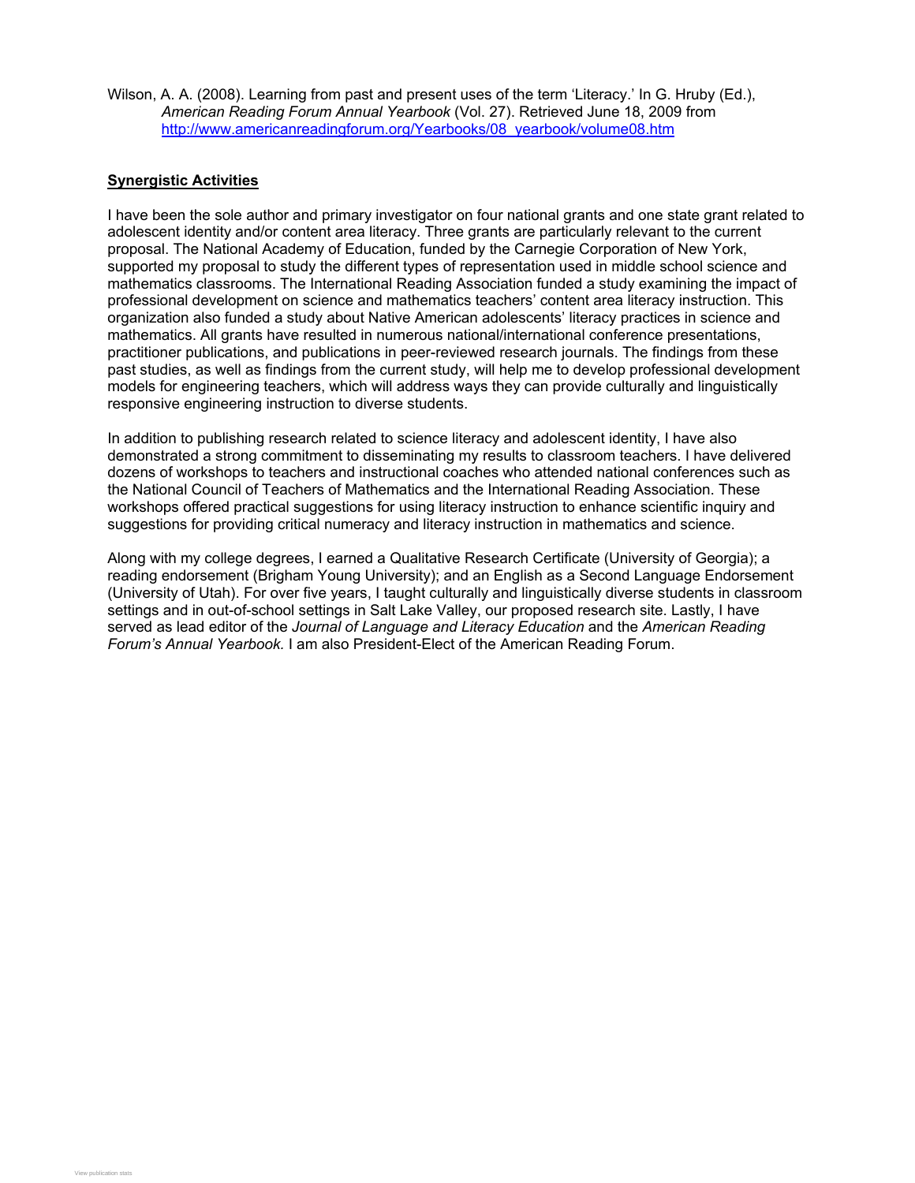Wilson, A. A. (2008). Learning from past and present uses of the term 'Literacy.' In G. Hruby (Ed.), *American Reading Forum Annual Yearbook* (Vol. 27). Retrieved June 18, 2009 from http://www.americanreadingforum.org/Yearbooks/08_yearbook/volume08.htm

**Synergistic Activities**

I have been the sole author and primary investigator on four national grants and one state grant related to adolescent identity and/or content area literacy. Three grants are particularly relevant to the current proposal. The National Academy of Education, funded by the Carnegie Corporation of New York, supported my proposal to study the different types of representation used in middle school science and mathematics classrooms. The International Reading Association funded a study examining the impact of professional development on science and mathematics teachers' content area literacy instruction. This organization also funded a study about Native American adolescents' literacy practices in science and mathematics. All grants have resulted in numerous national/international conference presentations, practitioner publications, and publications in peer-reviewed research journals. The findings from these past studies, as well as findings from the current study, will help me to develop professional development models for engineering teachers, which will address ways they can provide culturally and linguistically responsive engineering instruction to diverse students.

In addition to publishing research related to science literacy and adolescent identity, I have also demonstrated a strong commitment to disseminating my results to classroom teachers. I have delivered dozens of workshops to teachers and instructional coaches who attended national conferences such as the National Council of Teachers of Mathematics and the International Reading Association. These workshops offered practical suggestions for using literacy instruction to enhance scientific inquiry and suggestions for providing critical numeracy and literacy instruction in mathematics and science.

Along with my college degrees, I earned a Qualitative Research Certificate (University of Georgia); a reading endorsement (Brigham Young University); and an English as a Second Language Endorsement (University of Utah). For over five years, I taught culturally and linguistically diverse students in classroom settings and in out-of-school settings in Salt Lake Valley, our proposed research site. Lastly, I have served as lead editor of the *Journal of Language and Literacy Education* and the *American Reading Forum's Annual Yearbook.* I am also President-Elect of the American Reading Forum.